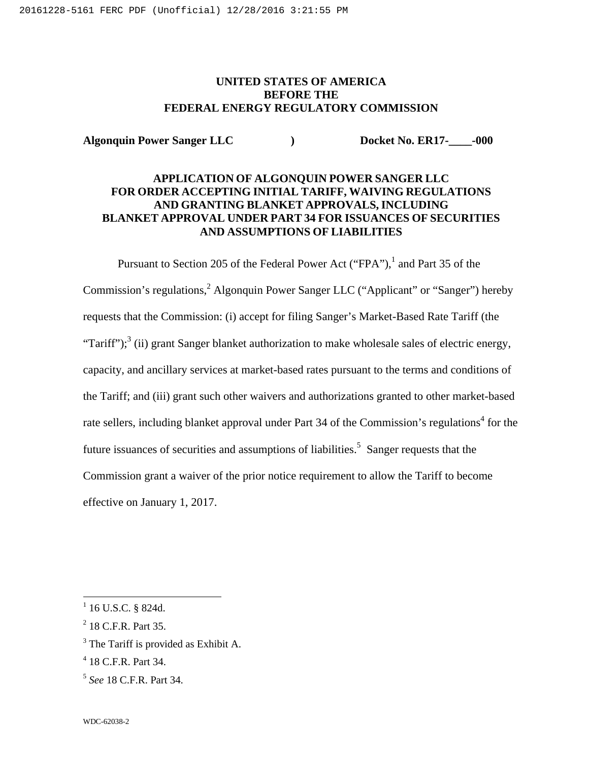**UNITED STATES OF AMERICA**
**BEFORE THE**
**FEDERAL ENERGY REGULATORY COMMISSION**

**Algonquin Power Sanger LLC** ) **Docket No. ER17-____-000**

# APPLICATION OF ALGONQUIN POWER SANGER LLC FOR ORDER ACCEPTING INITIAL TARIFF, WAIVING REGULATIONS AND GRANTING BLANKET APPROVALS, INCLUDING BLANKET APPROVAL UNDER PART 34 FOR ISSUANCES OF SECURITIES AND ASSUMPTIONS OF LIABILITIES

Pursuant to Section 205 of the Federal Power Act ("FPA"),[1] and Part 35 of the Commission's regulations,[2] Algonquin Power Sanger LLC ("Applicant" or "Sanger") hereby requests that the Commission: (i) accept for filing Sanger's Market-Based Rate Tariff (the "Tariff");[3] (ii) grant Sanger blanket authorization to make wholesale sales of electric energy, capacity, and ancillary services at market-based rates pursuant to the terms and conditions of the Tariff; and (iii) grant such other waivers and authorizations granted to other market-based rate sellers, including blanket approval under Part 34 of the Commission's regulations[4] for the future issuances of securities and assumptions of liabilities.[5] Sanger requests that the Commission grant a waiver of the prior notice requirement to allow the Tariff to become effective on January 1, 2017.

---

[1] 16 U.S.C. § 824d.

[2] 18 C.F.R. Part 35.

[3] The Tariff is provided as Exhibit A.

[4] 18 C.F.R. Part 34.

[5] *See* 18 C.F.R. Part 34.

WDC-62038-2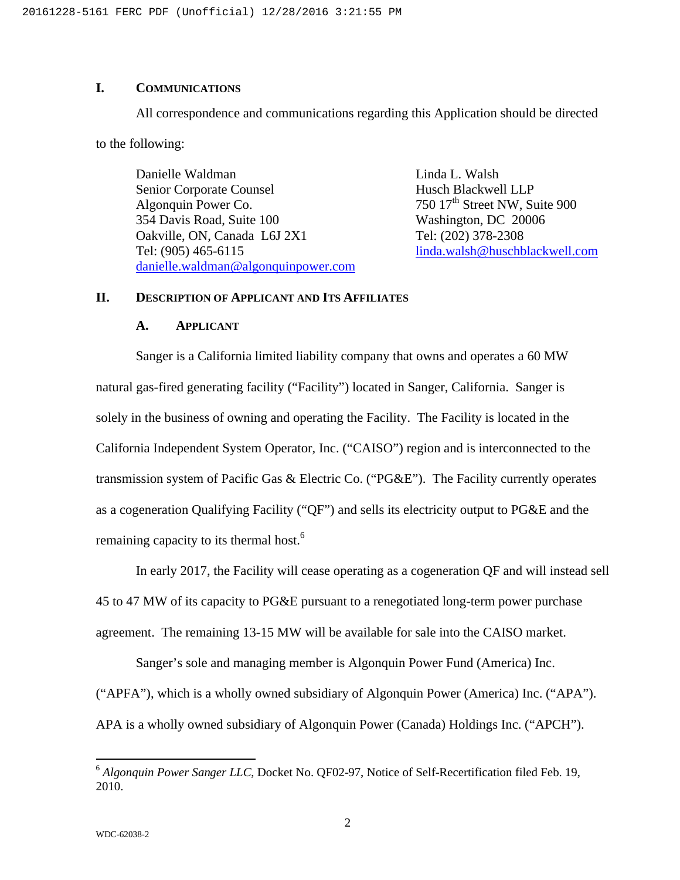## I. Communications

All correspondence and communications regarding this Application should be directed to the following:

Danielle Waldman
Senior Corporate Counsel
Algonquin Power Co.
354 Davis Road, Suite 100
Oakville, ON, Canada L6J 2X1
Tel: (905) 465-6115
danielle.waldman@algonquinpower.com

Linda L. Walsh
Husch Blackwell LLP
750 17th Street NW, Suite 900
Washington, DC 20006
Tel: (202) 378-2308
linda.walsh@huschblackwell.com

## II. Description of Applicant and Its Affiliates

### A. Applicant

Sanger is a California limited liability company that owns and operates a 60 MW natural gas-fired generating facility ("Facility") located in Sanger, California. Sanger is solely in the business of owning and operating the Facility. The Facility is located in the California Independent System Operator, Inc. ("CAISO") region and is interconnected to the transmission system of Pacific Gas & Electric Co. ("PG&E"). The Facility currently operates as a cogeneration Qualifying Facility ("QF") and sells its electricity output to PG&E and the remaining capacity to its thermal host.[6]

In early 2017, the Facility will cease operating as a cogeneration QF and will instead sell 45 to 47 MW of its capacity to PG&E pursuant to a renegotiated long-term power purchase agreement. The remaining 13-15 MW will be available for sale into the CAISO market.

Sanger's sole and managing member is Algonquin Power Fund (America) Inc. ("APFA"), which is a wholly owned subsidiary of Algonquin Power (America) Inc. ("APA"). APA is a wholly owned subsidiary of Algonquin Power (Canada) Holdings Inc. ("APCH").

---

[6] *Algonquin Power Sanger LLC*, Docket No. QF02-97, Notice of Self-Recertification filed Feb. 19, 2010.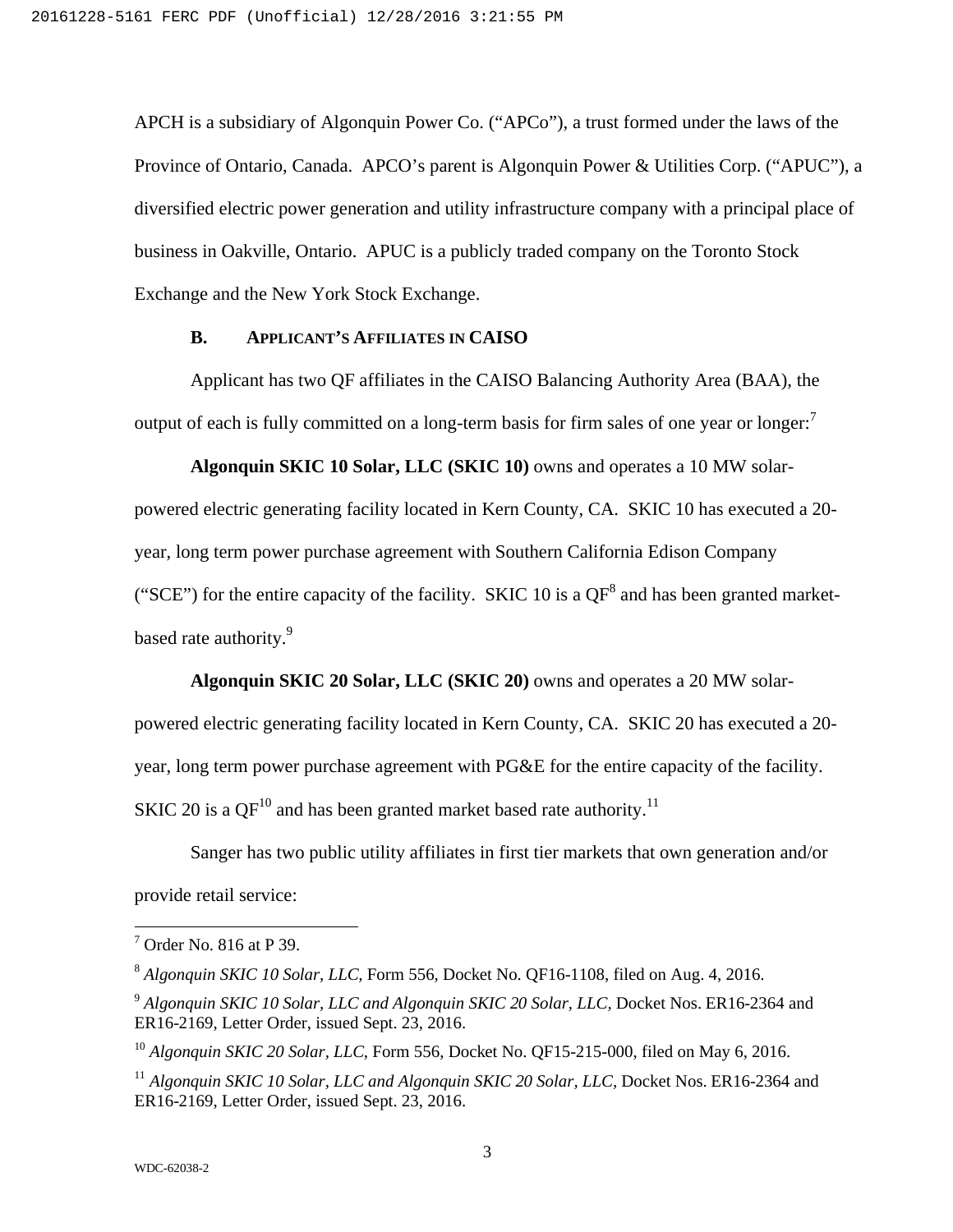APCH is a subsidiary of Algonquin Power Co. ("APCo"), a trust formed under the laws of the Province of Ontario, Canada. APCO's parent is Algonquin Power & Utilities Corp. ("APUC"), a diversified electric power generation and utility infrastructure company with a principal place of business in Oakville, Ontario. APUC is a publicly traded company on the Toronto Stock Exchange and the New York Stock Exchange.

### B. APPLICANT'S AFFILIATES IN CAISO

Applicant has two QF affiliates in the CAISO Balancing Authority Area (BAA), the output of each is fully committed on a long-term basis for firm sales of one year or longer:[7]

**Algonquin SKIC 10 Solar, LLC (SKIC 10)** owns and operates a 10 MW solar-powered electric generating facility located in Kern County, CA. SKIC 10 has executed a 20-year, long term power purchase agreement with Southern California Edison Company ("SCE") for the entire capacity of the facility. SKIC 10 is a QF[8] and has been granted market-based rate authority.[9]

**Algonquin SKIC 20 Solar, LLC (SKIC 20)** owns and operates a 20 MW solar-powered electric generating facility located in Kern County, CA. SKIC 20 has executed a 20-year, long term power purchase agreement with PG&E for the entire capacity of the facility. SKIC 20 is a QF[10] and has been granted market based rate authority.[11]

Sanger has two public utility affiliates in first tier markets that own generation and/or provide retail service:

---

[7] Order No. 816 at P 39.

[8] *Algonquin SKIC 10 Solar, LLC,* Form 556, Docket No. QF16-1108, filed on Aug. 4, 2016.

[9] *Algonquin SKIC 10 Solar, LLC and Algonquin SKIC 20 Solar, LLC,* Docket Nos. ER16-2364 and ER16-2169, Letter Order, issued Sept. 23, 2016.

[10] *Algonquin SKIC 20 Solar, LLC*, Form 556, Docket No. QF15-215-000, filed on May 6, 2016.

[11] *Algonquin SKIC 10 Solar, LLC and Algonquin SKIC 20 Solar, LLC,* Docket Nos. ER16-2364 and ER16-2169, Letter Order, issued Sept. 23, 2016.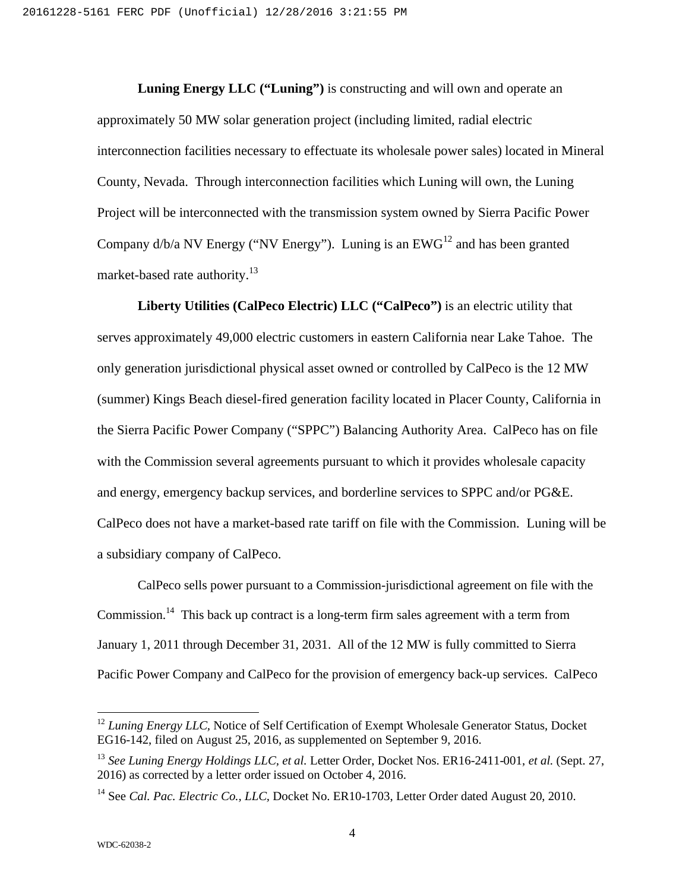**Luning Energy LLC ("Luning")** is constructing and will own and operate an approximately 50 MW solar generation project (including limited, radial electric interconnection facilities necessary to effectuate its wholesale power sales) located in Mineral County, Nevada. Through interconnection facilities which Luning will own, the Luning Project will be interconnected with the transmission system owned by Sierra Pacific Power Company d/b/a NV Energy ("NV Energy"). Luning is an EWG[12] and has been granted market-based rate authority.[13]

**Liberty Utilities (CalPeco Electric) LLC ("CalPeco")** is an electric utility that serves approximately 49,000 electric customers in eastern California near Lake Tahoe. The only generation jurisdictional physical asset owned or controlled by CalPeco is the 12 MW (summer) Kings Beach diesel-fired generation facility located in Placer County, California in the Sierra Pacific Power Company ("SPPC") Balancing Authority Area. CalPeco has on file with the Commission several agreements pursuant to which it provides wholesale capacity and energy, emergency backup services, and borderline services to SPPC and/or PG&E. CalPeco does not have a market-based rate tariff on file with the Commission. Luning will be a subsidiary company of CalPeco.

CalPeco sells power pursuant to a Commission-jurisdictional agreement on file with the Commission.[14] This back up contract is a long-term firm sales agreement with a term from January 1, 2011 through December 31, 2031. All of the 12 MW is fully committed to Sierra Pacific Power Company and CalPeco for the provision of emergency back-up services. CalPeco

---

[12] *Luning Energy LLC*, Notice of Self Certification of Exempt Wholesale Generator Status, Docket EG16-142, filed on August 25, 2016, as supplemented on September 9, 2016.

[13] *See Luning Energy Holdings LLC, et al.* Letter Order, Docket Nos. ER16-2411-001, *et al.* (Sept. 27, 2016) as corrected by a letter order issued on October 4, 2016.

[14] See *Cal. Pac. Electric Co., LLC*, Docket No. ER10-1703, Letter Order dated August 20, 2010.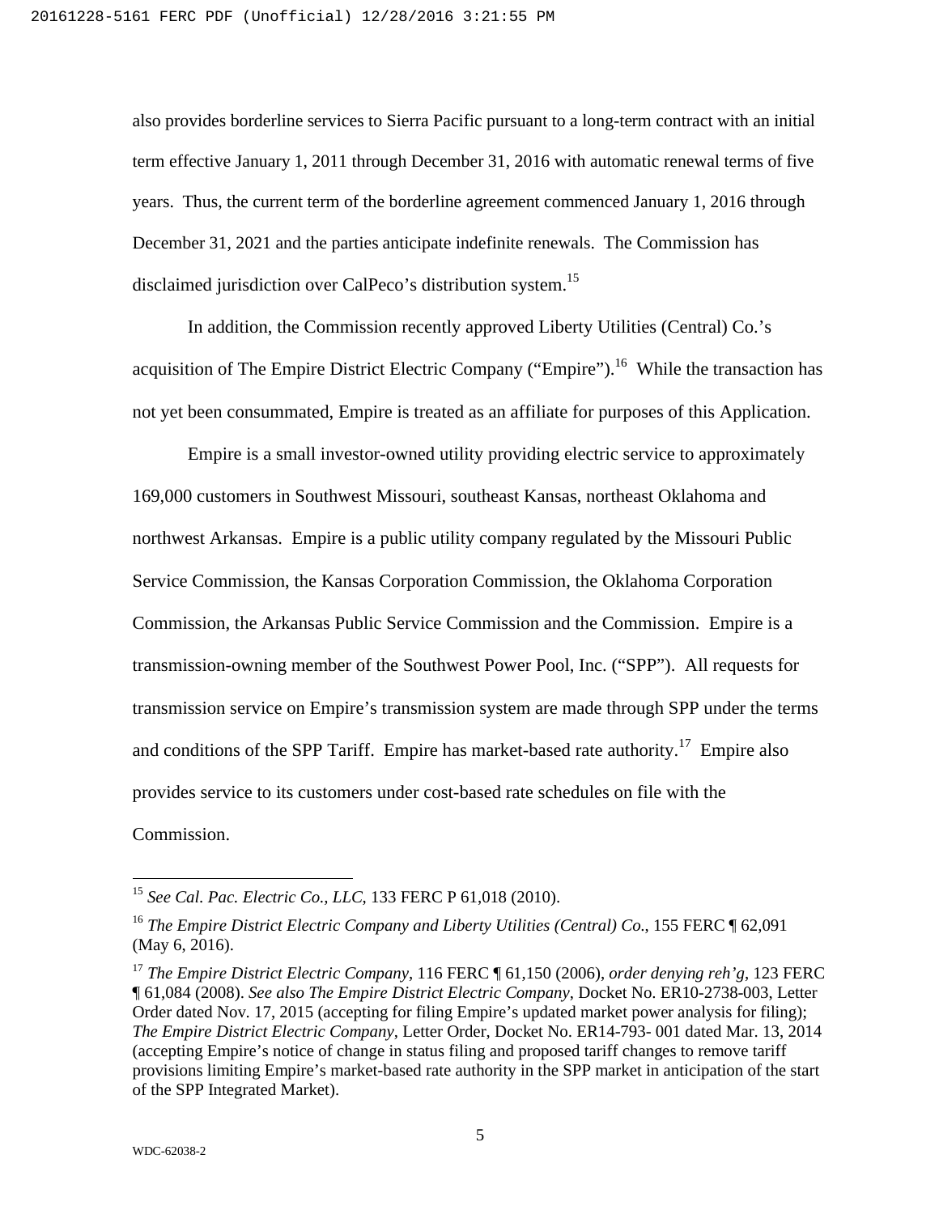also provides borderline services to Sierra Pacific pursuant to a long-term contract with an initial term effective January 1, 2011 through December 31, 2016 with automatic renewal terms of five years. Thus, the current term of the borderline agreement commenced January 1, 2016 through December 31, 2021 and the parties anticipate indefinite renewals. The Commission has disclaimed jurisdiction over CalPeco's distribution system.[15]

In addition, the Commission recently approved Liberty Utilities (Central) Co.'s acquisition of The Empire District Electric Company ("Empire").[16] While the transaction has not yet been consummated, Empire is treated as an affiliate for purposes of this Application.

Empire is a small investor-owned utility providing electric service to approximately 169,000 customers in Southwest Missouri, southeast Kansas, northeast Oklahoma and northwest Arkansas. Empire is a public utility company regulated by the Missouri Public Service Commission, the Kansas Corporation Commission, the Oklahoma Corporation Commission, the Arkansas Public Service Commission and the Commission. Empire is a transmission-owning member of the Southwest Power Pool, Inc. ("SPP"). All requests for transmission service on Empire's transmission system are made through SPP under the terms and conditions of the SPP Tariff. Empire has market-based rate authority.[17] Empire also provides service to its customers under cost-based rate schedules on file with the Commission.

---

[15] *See Cal. Pac. Electric Co., LLC*, 133 FERC P 61,018 (2010).

[16] *The Empire District Electric Company and Liberty Utilities (Central) Co.*, 155 FERC ¶ 62,091 (May 6, 2016).

[17] *The Empire District Electric Company*, 116 FERC ¶ 61,150 (2006), *order denying reh'g*, 123 FERC ¶ 61,084 (2008). *See also The Empire District Electric Company*, Docket No. ER10-2738-003, Letter Order dated Nov. 17, 2015 (accepting for filing Empire's updated market power analysis for filing); *The Empire District Electric Company*, Letter Order, Docket No. ER14-793- 001 dated Mar. 13, 2014 (accepting Empire's notice of change in status filing and proposed tariff changes to remove tariff provisions limiting Empire's market-based rate authority in the SPP market in anticipation of the start of the SPP Integrated Market).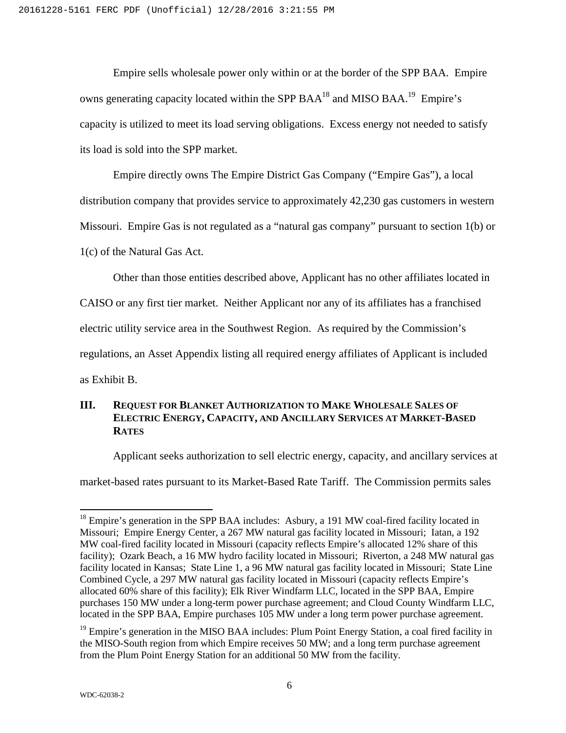Empire sells wholesale power only within or at the border of the SPP BAA. Empire owns generating capacity located within the SPP BAA[18] and MISO BAA.[19] Empire's capacity is utilized to meet its load serving obligations. Excess energy not needed to satisfy its load is sold into the SPP market.

Empire directly owns The Empire District Gas Company ("Empire Gas"), a local distribution company that provides service to approximately 42,230 gas customers in western Missouri. Empire Gas is not regulated as a "natural gas company" pursuant to section 1(b) or 1(c) of the Natural Gas Act.

Other than those entities described above, Applicant has no other affiliates located in CAISO or any first tier market. Neither Applicant nor any of its affiliates has a franchised electric utility service area in the Southwest Region. As required by the Commission's regulations, an Asset Appendix listing all required energy affiliates of Applicant is included as Exhibit B.

## III. Request for Blanket Authorization to Make Wholesale Sales of Electric Energy, Capacity, and Ancillary Services at Market-Based Rates

Applicant seeks authorization to sell electric energy, capacity, and ancillary services at market-based rates pursuant to its Market-Based Rate Tariff. The Commission permits sales

---

[18] Empire's generation in the SPP BAA includes: Asbury, a 191 MW coal-fired facility located in Missouri; Empire Energy Center, a 267 MW natural gas facility located in Missouri; Iatan, a 192 MW coal-fired facility located in Missouri (capacity reflects Empire's allocated 12% share of this facility); Ozark Beach, a 16 MW hydro facility located in Missouri; Riverton, a 248 MW natural gas facility located in Kansas; State Line 1, a 96 MW natural gas facility located in Missouri; State Line Combined Cycle, a 297 MW natural gas facility located in Missouri (capacity reflects Empire's allocated 60% share of this facility); Elk River Windfarm LLC, located in the SPP BAA, Empire purchases 150 MW under a long-term power purchase agreement; and Cloud County Windfarm LLC, located in the SPP BAA, Empire purchases 105 MW under a long term power purchase agreement.

[19] Empire's generation in the MISO BAA includes: Plum Point Energy Station, a coal fired facility in the MISO-South region from which Empire receives 50 MW; and a long term purchase agreement from the Plum Point Energy Station for an additional 50 MW from the facility.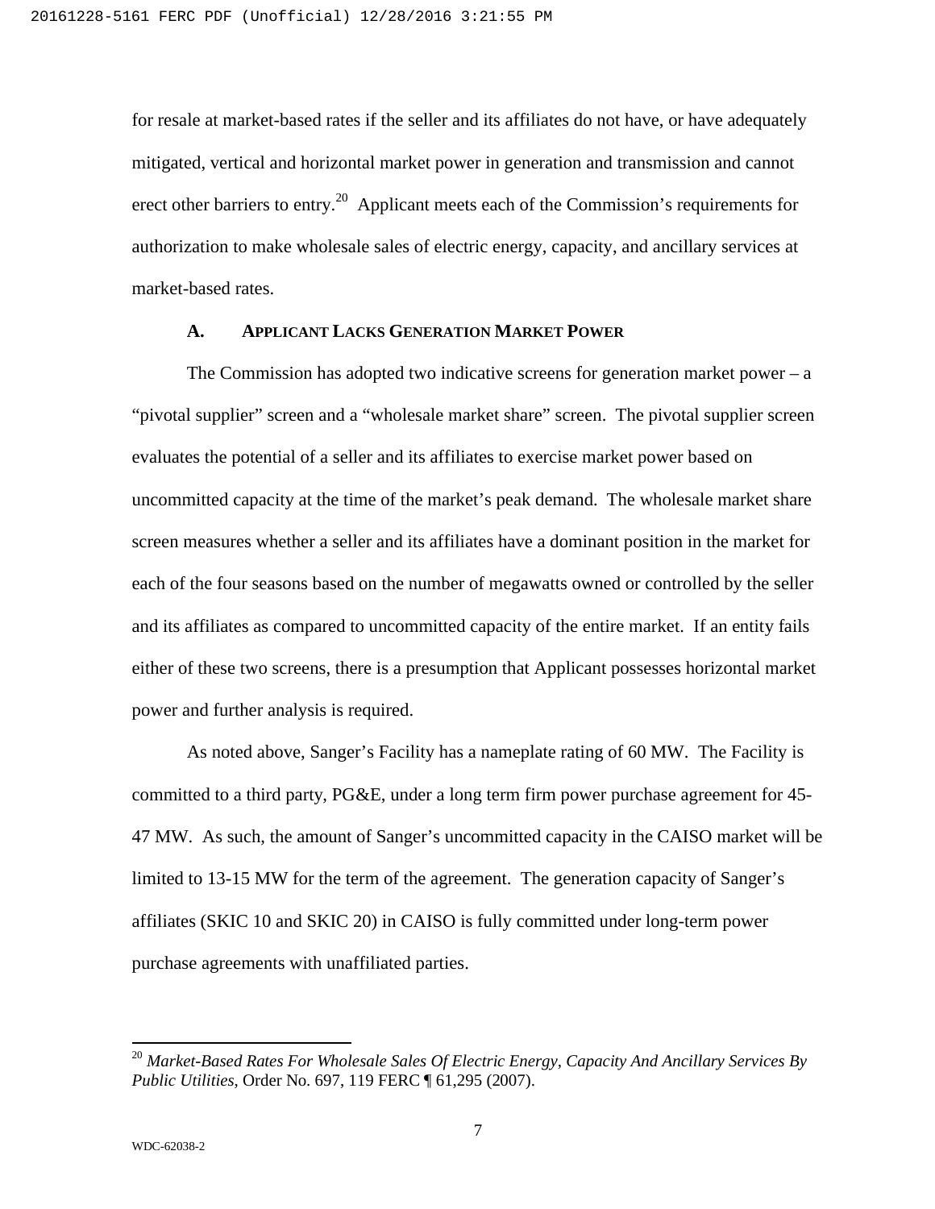for resale at market-based rates if the seller and its affiliates do not have, or have adequately mitigated, vertical and horizontal market power in generation and transmission and cannot erect other barriers to entry.[20] Applicant meets each of the Commission's requirements for authorization to make wholesale sales of electric energy, capacity, and ancillary services at market-based rates.

### A. Applicant Lacks Generation Market Power

The Commission has adopted two indicative screens for generation market power – a "pivotal supplier" screen and a "wholesale market share" screen. The pivotal supplier screen evaluates the potential of a seller and its affiliates to exercise market power based on uncommitted capacity at the time of the market's peak demand. The wholesale market share screen measures whether a seller and its affiliates have a dominant position in the market for each of the four seasons based on the number of megawatts owned or controlled by the seller and its affiliates as compared to uncommitted capacity of the entire market. If an entity fails either of these two screens, there is a presumption that Applicant possesses horizontal market power and further analysis is required.

As noted above, Sanger's Facility has a nameplate rating of 60 MW. The Facility is committed to a third party, PG&E, under a long term firm power purchase agreement for 45-47 MW. As such, the amount of Sanger's uncommitted capacity in the CAISO market will be limited to 13-15 MW for the term of the agreement. The generation capacity of Sanger's affiliates (SKIC 10 and SKIC 20) in CAISO is fully committed under long-term power purchase agreements with unaffiliated parties.

---

[20] *Market-Based Rates For Wholesale Sales Of Electric Energy, Capacity And Ancillary Services By Public Utilities*, Order No. 697, 119 FERC ¶ 61,295 (2007).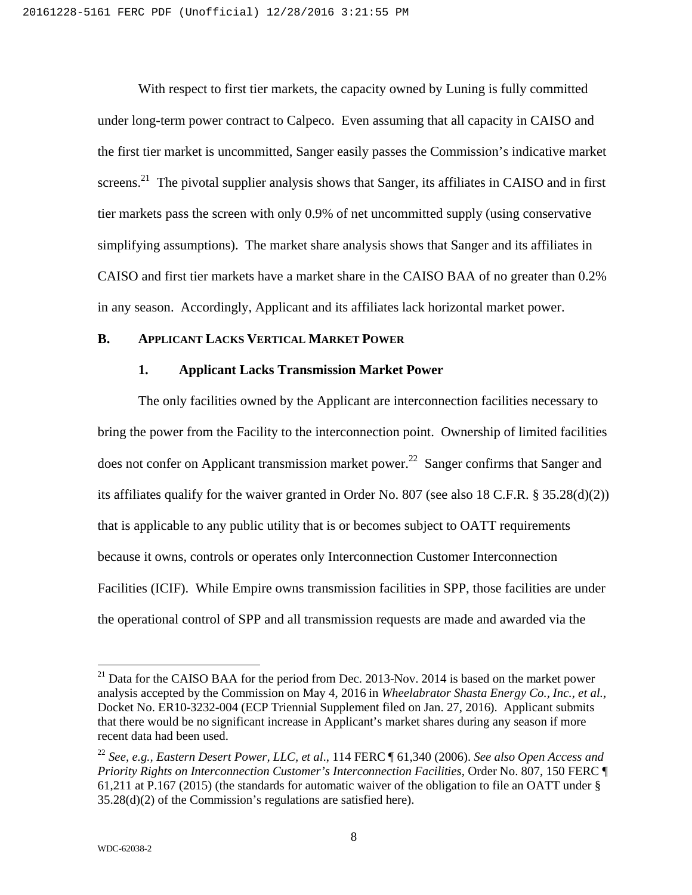With respect to first tier markets, the capacity owned by Luning is fully committed under long-term power contract to Calpeco. Even assuming that all capacity in CAISO and the first tier market is uncommitted, Sanger easily passes the Commission's indicative market screens.[21] The pivotal supplier analysis shows that Sanger, its affiliates in CAISO and in first tier markets pass the screen with only 0.9% of net uncommitted supply (using conservative simplifying assumptions). The market share analysis shows that Sanger and its affiliates in CAISO and first tier markets have a market share in the CAISO BAA of no greater than 0.2% in any season. Accordingly, Applicant and its affiliates lack horizontal market power.

## B. APPLICANT LACKS VERTICAL MARKET POWER

### 1. Applicant Lacks Transmission Market Power

The only facilities owned by the Applicant are interconnection facilities necessary to bring the power from the Facility to the interconnection point. Ownership of limited facilities does not confer on Applicant transmission market power.[22] Sanger confirms that Sanger and its affiliates qualify for the waiver granted in Order No. 807 (see also 18 C.F.R. § 35.28(d)(2)) that is applicable to any public utility that is or becomes subject to OATT requirements because it owns, controls or operates only Interconnection Customer Interconnection Facilities (ICIF). While Empire owns transmission facilities in SPP, those facilities are under the operational control of SPP and all transmission requests are made and awarded via the

---

[21] Data for the CAISO BAA for the period from Dec. 2013-Nov. 2014 is based on the market power analysis accepted by the Commission on May 4, 2016 in *Wheelabrator Shasta Energy Co., Inc., et al.*, Docket No. ER10-3232-004 (ECP Triennial Supplement filed on Jan. 27, 2016). Applicant submits that there would be no significant increase in Applicant's market shares during any season if more recent data had been used.

[22] *See, e.g., Eastern Desert Power, LLC, et al*., 114 FERC ¶ 61,340 (2006). *See also Open Access and Priority Rights on Interconnection Customer's Interconnection Facilities*, Order No. 807, 150 FERC ¶ 61,211 at P.167 (2015) (the standards for automatic waiver of the obligation to file an OATT under § 35.28(d)(2) of the Commission's regulations are satisfied here).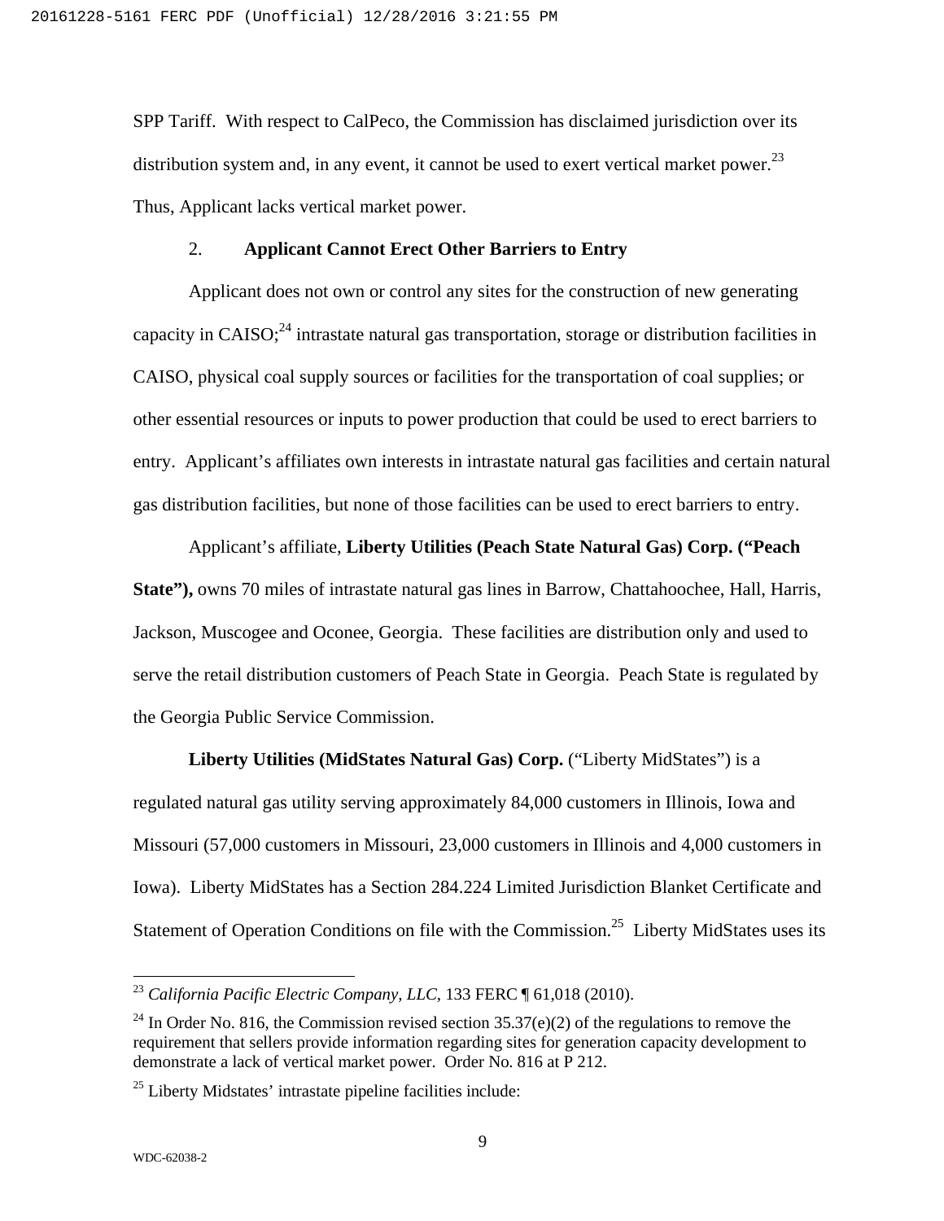SPP Tariff. With respect to CalPeco, the Commission has disclaimed jurisdiction over its distribution system and, in any event, it cannot be used to exert vertical market power.[23] Thus, Applicant lacks vertical market power.

### 2. Applicant Cannot Erect Other Barriers to Entry

Applicant does not own or control any sites for the construction of new generating capacity in CAISO;[24] intrastate natural gas transportation, storage or distribution facilities in CAISO, physical coal supply sources or facilities for the transportation of coal supplies; or other essential resources or inputs to power production that could be used to erect barriers to entry. Applicant's affiliates own interests in intrastate natural gas facilities and certain natural gas distribution facilities, but none of those facilities can be used to erect barriers to entry.

Applicant's affiliate, **Liberty Utilities (Peach State Natural Gas) Corp. ("Peach State"),** owns 70 miles of intrastate natural gas lines in Barrow, Chattahoochee, Hall, Harris, Jackson, Muscogee and Oconee, Georgia. These facilities are distribution only and used to serve the retail distribution customers of Peach State in Georgia. Peach State is regulated by the Georgia Public Service Commission.

**Liberty Utilities (MidStates Natural Gas) Corp.** ("Liberty MidStates") is a regulated natural gas utility serving approximately 84,000 customers in Illinois, Iowa and Missouri (57,000 customers in Missouri, 23,000 customers in Illinois and 4,000 customers in Iowa). Liberty MidStates has a Section 284.224 Limited Jurisdiction Blanket Certificate and Statement of Operation Conditions on file with the Commission.[25] Liberty MidStates uses its

---

[23] *California Pacific Electric Company, LLC*, 133 FERC ¶ 61,018 (2010).

[24] In Order No. 816, the Commission revised section 35.37(e)(2) of the regulations to remove the requirement that sellers provide information regarding sites for generation capacity development to demonstrate a lack of vertical market power. Order No. 816 at P 212.

[25] Liberty Midstates' intrastate pipeline facilities include: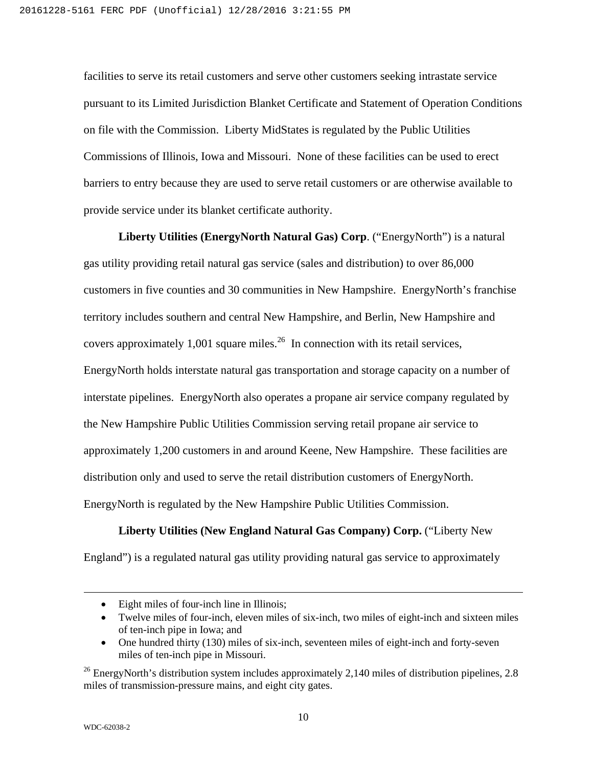facilities to serve its retail customers and serve other customers seeking intrastate service pursuant to its Limited Jurisdiction Blanket Certificate and Statement of Operation Conditions on file with the Commission. Liberty MidStates is regulated by the Public Utilities Commissions of Illinois, Iowa and Missouri. None of these facilities can be used to erect barriers to entry because they are used to serve retail customers or are otherwise available to provide service under its blanket certificate authority.

**Liberty Utilities (EnergyNorth Natural Gas) Corp**. ("EnergyNorth") is a natural gas utility providing retail natural gas service (sales and distribution) to over 86,000 customers in five counties and 30 communities in New Hampshire. EnergyNorth's franchise territory includes southern and central New Hampshire, and Berlin, New Hampshire and covers approximately 1,001 square miles.[26] In connection with its retail services, EnergyNorth holds interstate natural gas transportation and storage capacity on a number of interstate pipelines. EnergyNorth also operates a propane air service company regulated by the New Hampshire Public Utilities Commission serving retail propane air service to approximately 1,200 customers in and around Keene, New Hampshire. These facilities are distribution only and used to serve the retail distribution customers of EnergyNorth. EnergyNorth is regulated by the New Hampshire Public Utilities Commission.

**Liberty Utilities (New England Natural Gas Company) Corp.** ("Liberty New England") is a regulated natural gas utility providing natural gas service to approximately

---

- Eight miles of four-inch line in Illinois;
- Twelve miles of four-inch, eleven miles of six-inch, two miles of eight-inch and sixteen miles of ten-inch pipe in Iowa; and
- One hundred thirty (130) miles of six-inch, seventeen miles of eight-inch and forty-seven miles of ten-inch pipe in Missouri.

[26] EnergyNorth's distribution system includes approximately 2,140 miles of distribution pipelines, 2.8 miles of transmission-pressure mains, and eight city gates.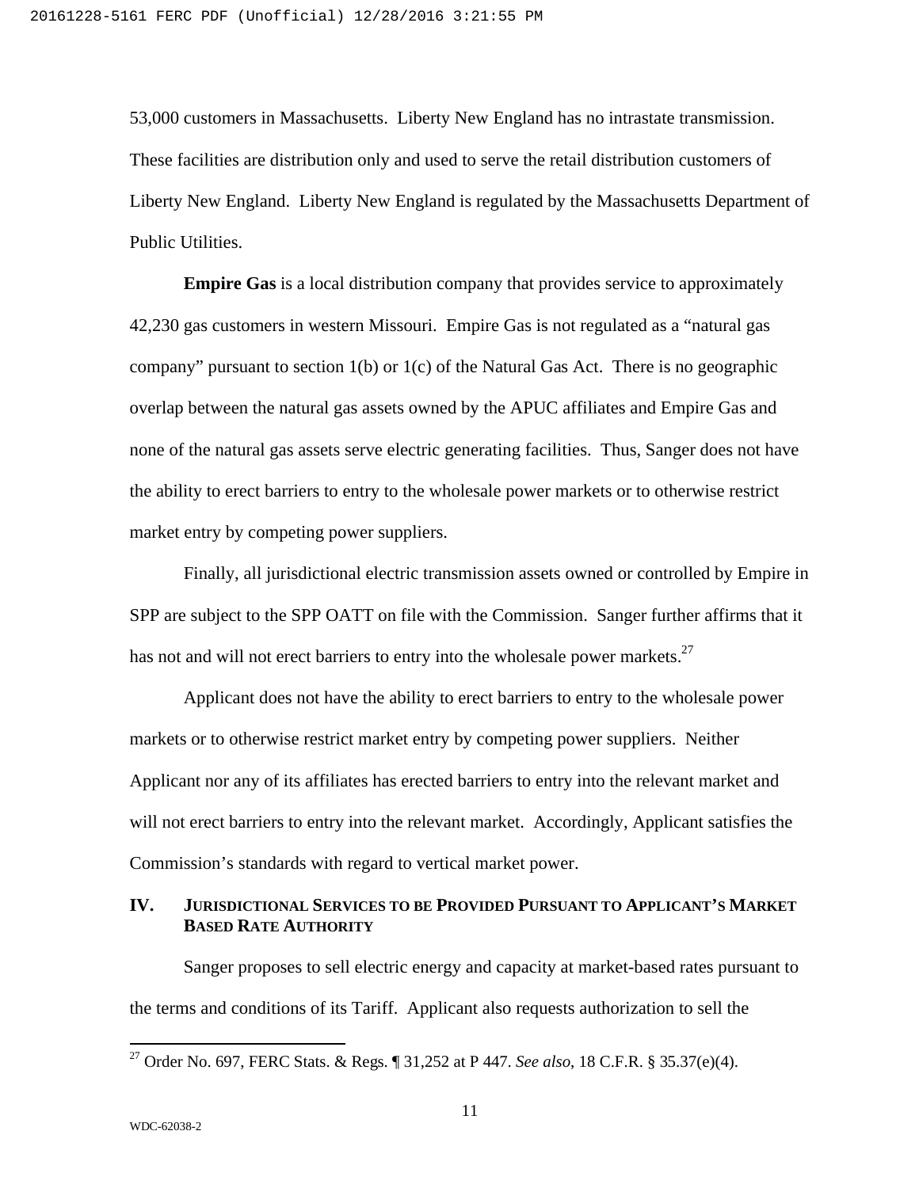53,000 customers in Massachusetts. Liberty New England has no intrastate transmission. These facilities are distribution only and used to serve the retail distribution customers of Liberty New England. Liberty New England is regulated by the Massachusetts Department of Public Utilities.

**Empire Gas** is a local distribution company that provides service to approximately 42,230 gas customers in western Missouri. Empire Gas is not regulated as a "natural gas company" pursuant to section 1(b) or 1(c) of the Natural Gas Act. There is no geographic overlap between the natural gas assets owned by the APUC affiliates and Empire Gas and none of the natural gas assets serve electric generating facilities. Thus, Sanger does not have the ability to erect barriers to entry to the wholesale power markets or to otherwise restrict market entry by competing power suppliers.

Finally, all jurisdictional electric transmission assets owned or controlled by Empire in SPP are subject to the SPP OATT on file with the Commission. Sanger further affirms that it has not and will not erect barriers to entry into the wholesale power markets.[27]

Applicant does not have the ability to erect barriers to entry to the wholesale power markets or to otherwise restrict market entry by competing power suppliers. Neither Applicant nor any of its affiliates has erected barriers to entry into the relevant market and will not erect barriers to entry into the relevant market. Accordingly, Applicant satisfies the Commission's standards with regard to vertical market power.

## IV. Jurisdictional Services to be Provided Pursuant to Applicant's Market Based Rate Authority

Sanger proposes to sell electric energy and capacity at market-based rates pursuant to the terms and conditions of its Tariff. Applicant also requests authorization to sell the

[27] Order No. 697, FERC Stats. & Regs. ¶ 31,252 at P 447. *See also*, 18 C.F.R. § 35.37(e)(4).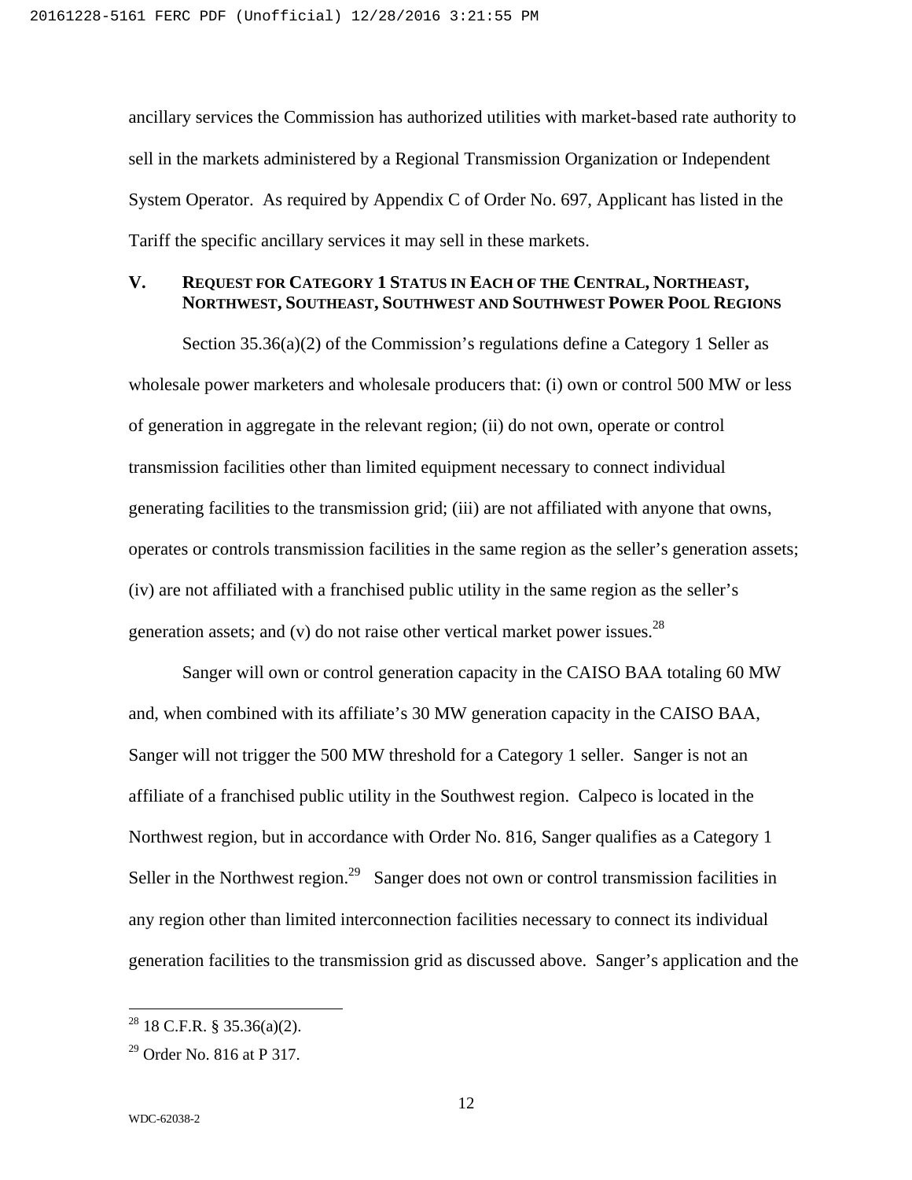ancillary services the Commission has authorized utilities with market-based rate authority to sell in the markets administered by a Regional Transmission Organization or Independent System Operator. As required by Appendix C of Order No. 697, Applicant has listed in the Tariff the specific ancillary services it may sell in these markets.

## V. Request for Category 1 Status in Each of the Central, Northeast, Northwest, Southeast, Southwest and Southwest Power Pool Regions

Section 35.36(a)(2) of the Commission's regulations define a Category 1 Seller as wholesale power marketers and wholesale producers that: (i) own or control 500 MW or less of generation in aggregate in the relevant region; (ii) do not own, operate or control transmission facilities other than limited equipment necessary to connect individual generating facilities to the transmission grid; (iii) are not affiliated with anyone that owns, operates or controls transmission facilities in the same region as the seller's generation assets; (iv) are not affiliated with a franchised public utility in the same region as the seller's generation assets; and (v) do not raise other vertical market power issues.[28]

Sanger will own or control generation capacity in the CAISO BAA totaling 60 MW and, when combined with its affiliate's 30 MW generation capacity in the CAISO BAA, Sanger will not trigger the 500 MW threshold for a Category 1 seller. Sanger is not an affiliate of a franchised public utility in the Southwest region. Calpeco is located in the Northwest region, but in accordance with Order No. 816, Sanger qualifies as a Category 1 Seller in the Northwest region.[29] Sanger does not own or control transmission facilities in any region other than limited interconnection facilities necessary to connect its individual generation facilities to the transmission grid as discussed above. Sanger's application and the

---

[28] 18 C.F.R. § 35.36(a)(2).

[29] Order No. 816 at P 317.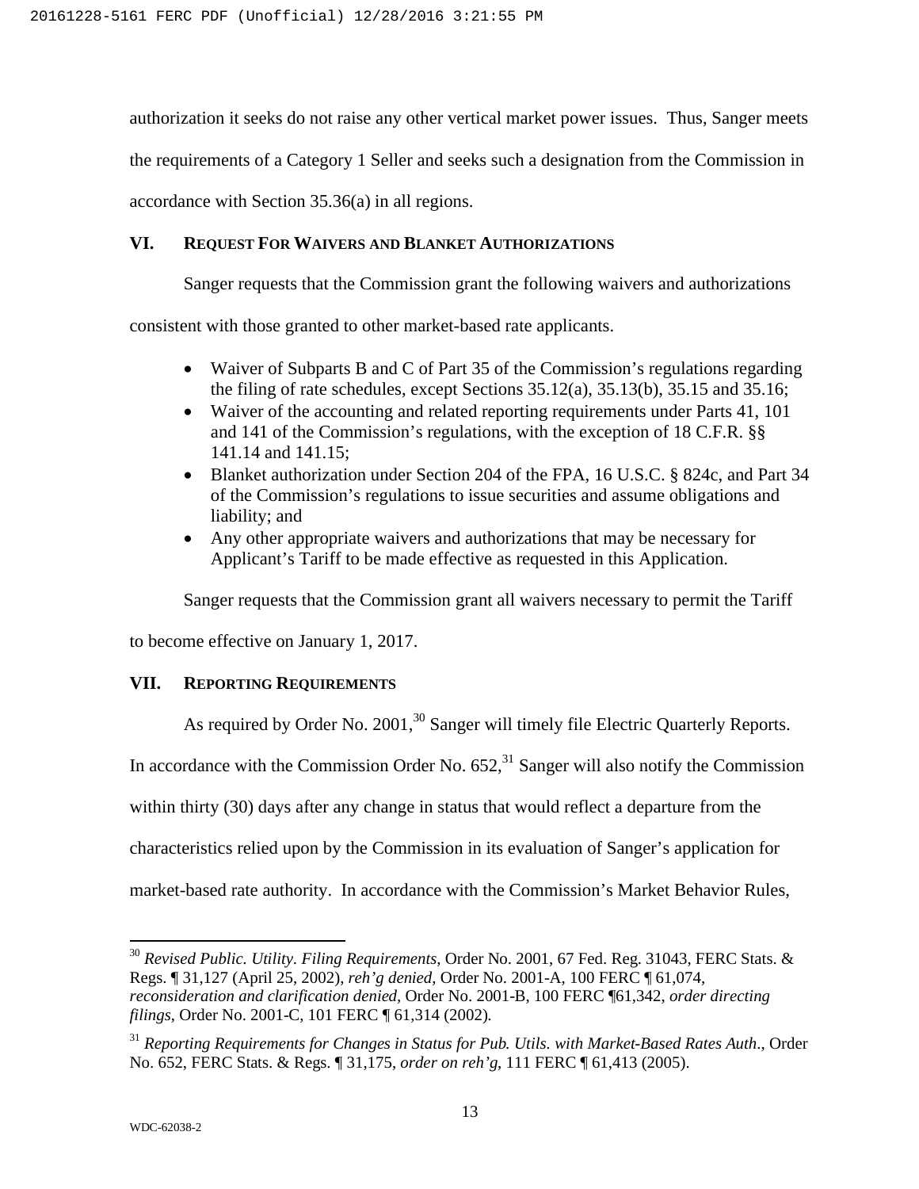authorization it seeks do not raise any other vertical market power issues. Thus, Sanger meets the requirements of a Category 1 Seller and seeks such a designation from the Commission in accordance with Section 35.36(a) in all regions.

## VI. REQUEST FOR WAIVERS AND BLANKET AUTHORIZATIONS

Sanger requests that the Commission grant the following waivers and authorizations consistent with those granted to other market-based rate applicants.

- Waiver of Subparts B and C of Part 35 of the Commission's regulations regarding the filing of rate schedules, except Sections 35.12(a), 35.13(b), 35.15 and 35.16;
- Waiver of the accounting and related reporting requirements under Parts 41, 101 and 141 of the Commission's regulations, with the exception of 18 C.F.R. §§ 141.14 and 141.15;
- Blanket authorization under Section 204 of the FPA, 16 U.S.C. § 824c, and Part 34 of the Commission's regulations to issue securities and assume obligations and liability; and
- Any other appropriate waivers and authorizations that may be necessary for Applicant's Tariff to be made effective as requested in this Application.

Sanger requests that the Commission grant all waivers necessary to permit the Tariff to become effective on January 1, 2017.

## VII. REPORTING REQUIREMENTS

As required by Order No. 2001,[30] Sanger will timely file Electric Quarterly Reports. In accordance with the Commission Order No. 652,[31] Sanger will also notify the Commission within thirty (30) days after any change in status that would reflect a departure from the characteristics relied upon by the Commission in its evaluation of Sanger's application for market-based rate authority. In accordance with the Commission's Market Behavior Rules,

---

[30] *Revised Public. Utility. Filing Requirements*, Order No. 2001, 67 Fed. Reg. 31043, FERC Stats. & Regs. ¶ 31,127 (April 25, 2002), *reh'g denied*, Order No. 2001-A, 100 FERC ¶ 61,074, *reconsideration and clarification denied*, Order No. 2001-B, 100 FERC ¶61,342, *order directing filings*, Order No. 2001-C, 101 FERC ¶ 61,314 (2002).

[31] *Reporting Requirements for Changes in Status for Pub. Utils. with Market-Based Rates Auth.*, Order No. 652, FERC Stats. & Regs. ¶ 31,175, *order on reh'g*, 111 FERC ¶ 61,413 (2005).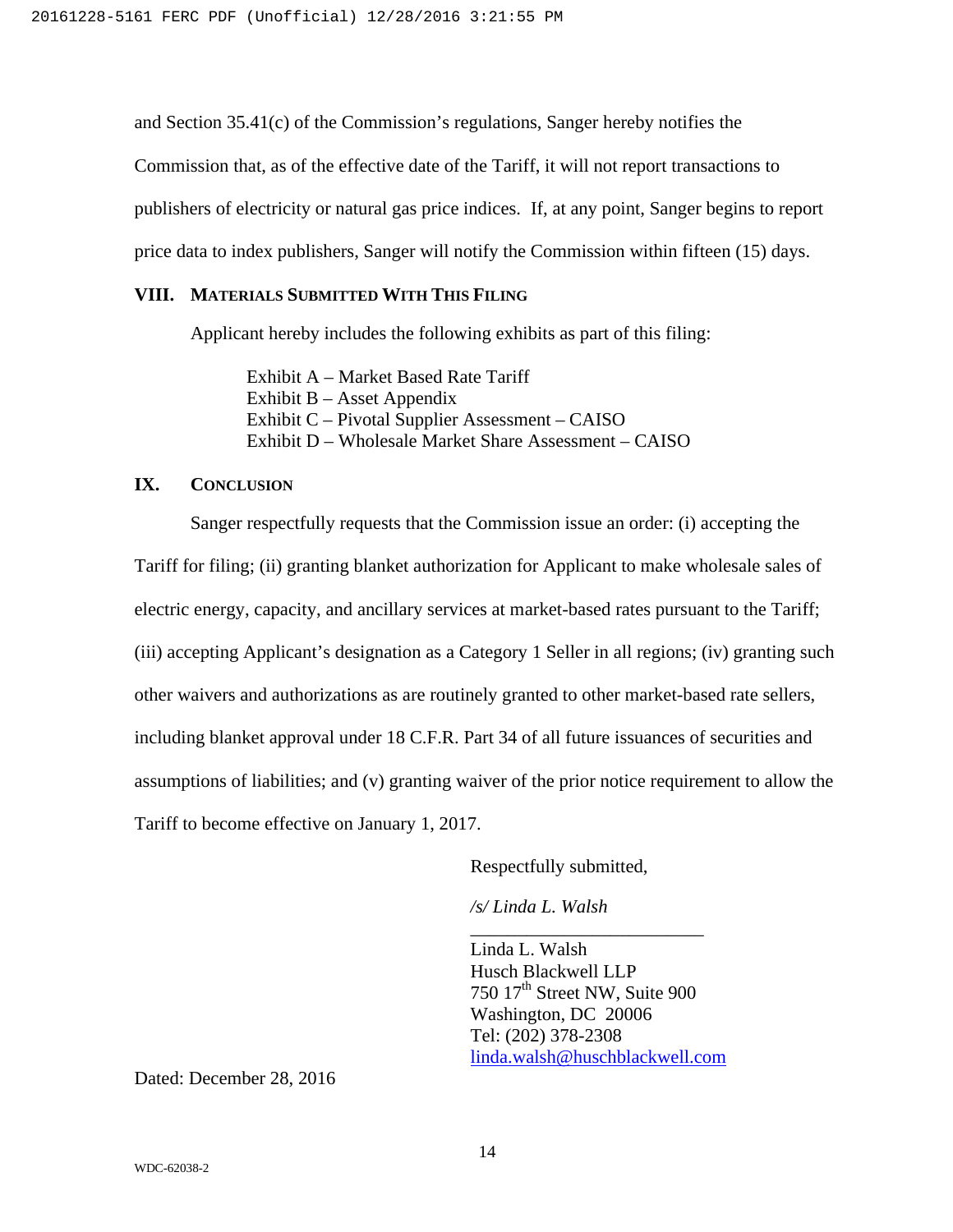and Section 35.41(c) of the Commission's regulations, Sanger hereby notifies the Commission that, as of the effective date of the Tariff, it will not report transactions to publishers of electricity or natural gas price indices. If, at any point, Sanger begins to report price data to index publishers, Sanger will notify the Commission within fifteen (15) days.

## VIII. Materials Submitted With This Filing

Applicant hereby includes the following exhibits as part of this filing:

Exhibit A – Market Based Rate Tariff
Exhibit B – Asset Appendix
Exhibit C – Pivotal Supplier Assessment – CAISO
Exhibit D – Wholesale Market Share Assessment – CAISO

## IX. Conclusion

Sanger respectfully requests that the Commission issue an order: (i) accepting the Tariff for filing; (ii) granting blanket authorization for Applicant to make wholesale sales of electric energy, capacity, and ancillary services at market-based rates pursuant to the Tariff; (iii) accepting Applicant's designation as a Category 1 Seller in all regions; (iv) granting such other waivers and authorizations as are routinely granted to other market-based rate sellers, including blanket approval under 18 C.F.R. Part 34 of all future issuances of securities and assumptions of liabilities; and (v) granting waiver of the prior notice requirement to allow the Tariff to become effective on January 1, 2017.

Respectfully submitted,

*/s/ Linda L. Walsh*

Linda L. Walsh
Husch Blackwell LLP
750 17th Street NW, Suite 900
Washington, DC 20006
Tel: (202) 378-2308
linda.walsh@huschblackwell.com

Dated: December 28, 2016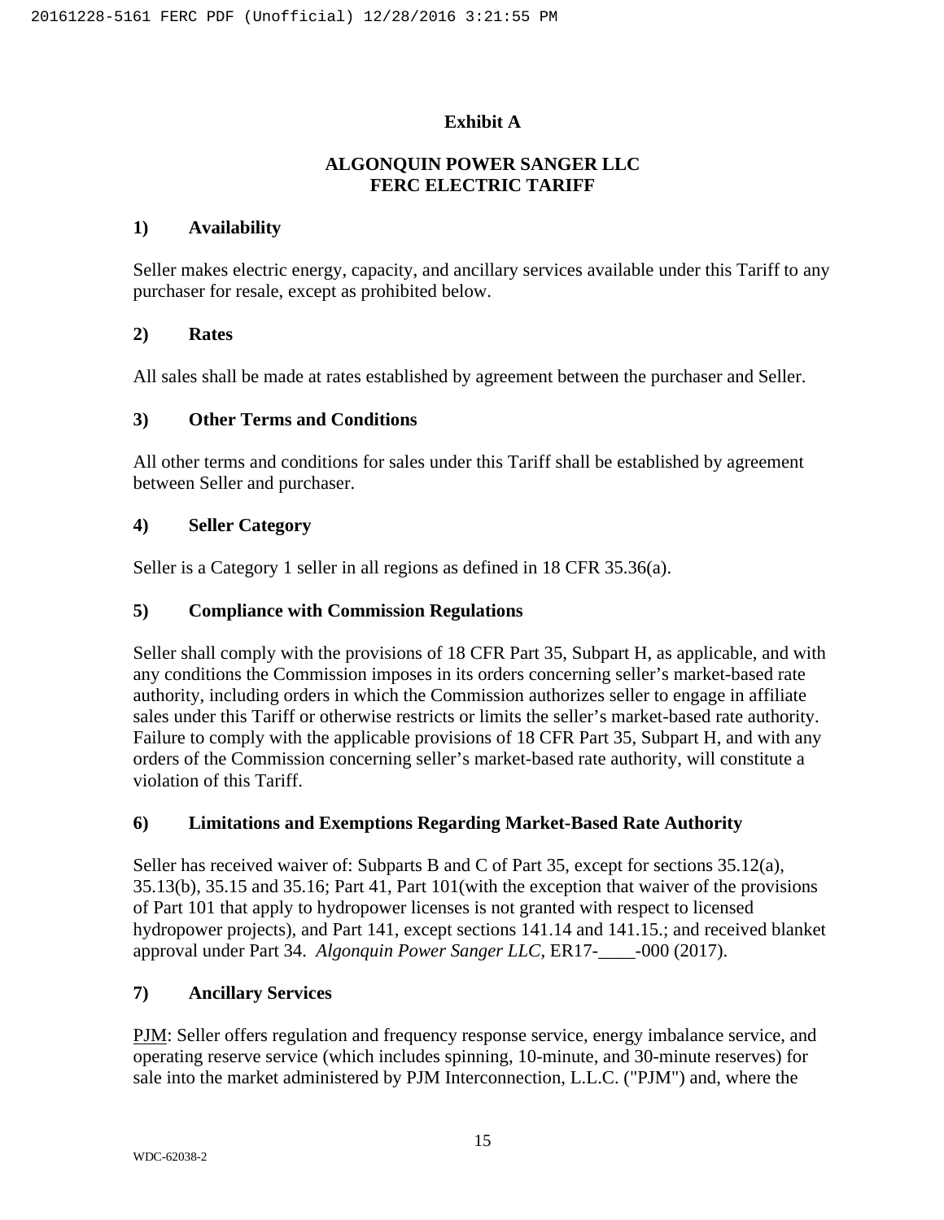**Exhibit A**

**ALGONQUIN POWER SANGER LLC**
**FERC ELECTRIC TARIFF**

**1) Availability**

Seller makes electric energy, capacity, and ancillary services available under this Tariff to any purchaser for resale, except as prohibited below.

**2) Rates**

All sales shall be made at rates established by agreement between the purchaser and Seller.

**3) Other Terms and Conditions**

All other terms and conditions for sales under this Tariff shall be established by agreement between Seller and purchaser.

**4) Seller Category**

Seller is a Category 1 seller in all regions as defined in 18 CFR 35.36(a).

**5) Compliance with Commission Regulations**

Seller shall comply with the provisions of 18 CFR Part 35, Subpart H, as applicable, and with any conditions the Commission imposes in its orders concerning seller's market-based rate authority, including orders in which the Commission authorizes seller to engage in affiliate sales under this Tariff or otherwise restricts or limits the seller's market-based rate authority. Failure to comply with the applicable provisions of 18 CFR Part 35, Subpart H, and with any orders of the Commission concerning seller's market-based rate authority, will constitute a violation of this Tariff.

**6) Limitations and Exemptions Regarding Market-Based Rate Authority**

Seller has received waiver of: Subparts B and C of Part 35, except for sections 35.12(a), 35.13(b), 35.15 and 35.16; Part 41, Part 101(with the exception that waiver of the provisions of Part 101 that apply to hydropower licenses is not granted with respect to licensed hydropower projects), and Part 141, except sections 141.14 and 141.15.; and received blanket approval under Part 34. *Algonquin Power Sanger LLC*, ER17-____-000 (2017).

**7) Ancillary Services**

PJM: Seller offers regulation and frequency response service, energy imbalance service, and operating reserve service (which includes spinning, 10-minute, and 30-minute reserves) for sale into the market administered by PJM Interconnection, L.L.C. ("PJM") and, where the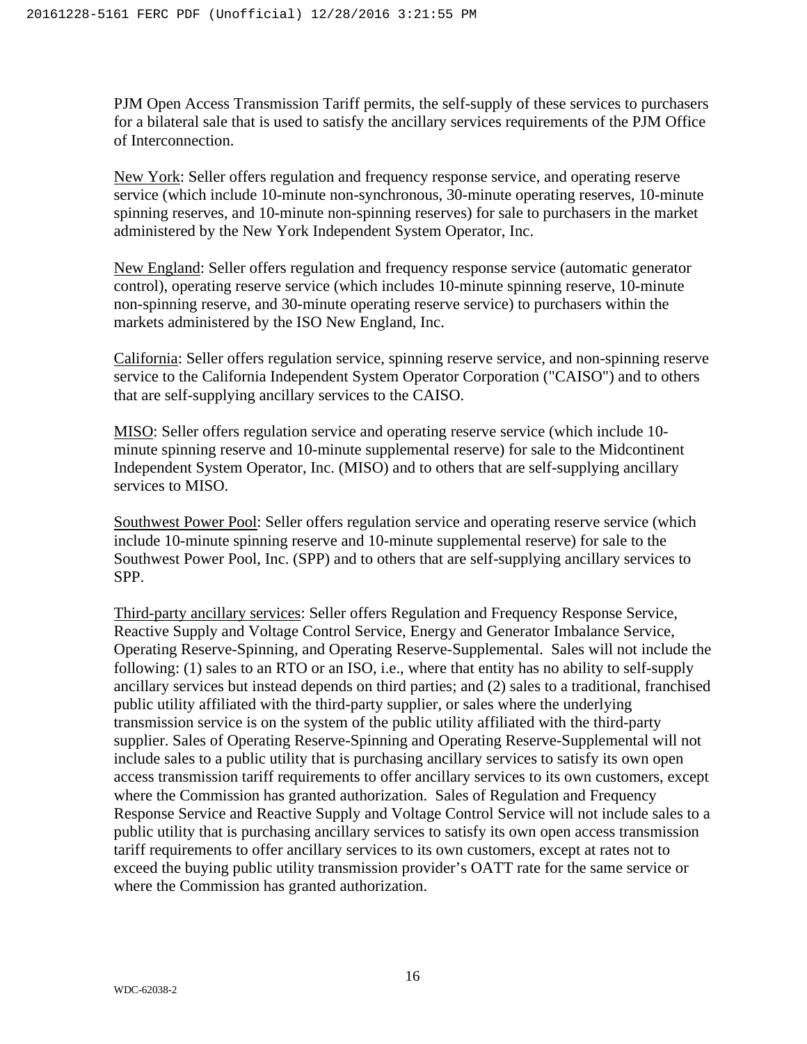PJM Open Access Transmission Tariff permits, the self-supply of these services to purchasers for a bilateral sale that is used to satisfy the ancillary services requirements of the PJM Office of Interconnection.

New York: Seller offers regulation and frequency response service, and operating reserve service (which include 10-minute non-synchronous, 30-minute operating reserves, 10-minute spinning reserves, and 10-minute non-spinning reserves) for sale to purchasers in the market administered by the New York Independent System Operator, Inc.

New England: Seller offers regulation and frequency response service (automatic generator control), operating reserve service (which includes 10-minute spinning reserve, 10-minute non-spinning reserve, and 30-minute operating reserve service) to purchasers within the markets administered by the ISO New England, Inc.

California: Seller offers regulation service, spinning reserve service, and non-spinning reserve service to the California Independent System Operator Corporation ("CAISO") and to others that are self-supplying ancillary services to the CAISO.

MISO: Seller offers regulation service and operating reserve service (which include 10-minute spinning reserve and 10-minute supplemental reserve) for sale to the Midcontinent Independent System Operator, Inc. (MISO) and to others that are self-supplying ancillary services to MISO.

Southwest Power Pool: Seller offers regulation service and operating reserve service (which include 10-minute spinning reserve and 10-minute supplemental reserve) for sale to the Southwest Power Pool, Inc. (SPP) and to others that are self-supplying ancillary services to SPP.

Third-party ancillary services: Seller offers Regulation and Frequency Response Service, Reactive Supply and Voltage Control Service, Energy and Generator Imbalance Service, Operating Reserve-Spinning, and Operating Reserve-Supplemental. Sales will not include the following: (1) sales to an RTO or an ISO, i.e., where that entity has no ability to self-supply ancillary services but instead depends on third parties; and (2) sales to a traditional, franchised public utility affiliated with the third-party supplier, or sales where the underlying transmission service is on the system of the public utility affiliated with the third-party supplier. Sales of Operating Reserve-Spinning and Operating Reserve-Supplemental will not include sales to a public utility that is purchasing ancillary services to satisfy its own open access transmission tariff requirements to offer ancillary services to its own customers, except where the Commission has granted authorization. Sales of Regulation and Frequency Response Service and Reactive Supply and Voltage Control Service will not include sales to a public utility that is purchasing ancillary services to satisfy its own open access transmission tariff requirements to offer ancillary services to its own customers, except at rates not to exceed the buying public utility transmission provider's OATT rate for the same service or where the Commission has granted authorization.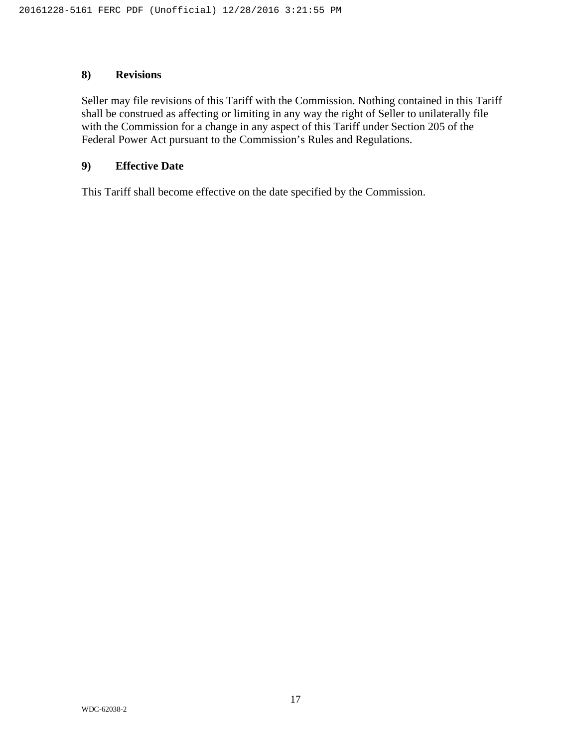## 8) Revisions

Seller may file revisions of this Tariff with the Commission. Nothing contained in this Tariff shall be construed as affecting or limiting in any way the right of Seller to unilaterally file with the Commission for a change in any aspect of this Tariff under Section 205 of the Federal Power Act pursuant to the Commission's Rules and Regulations.

## 9) Effective Date

This Tariff shall become effective on the date specified by the Commission.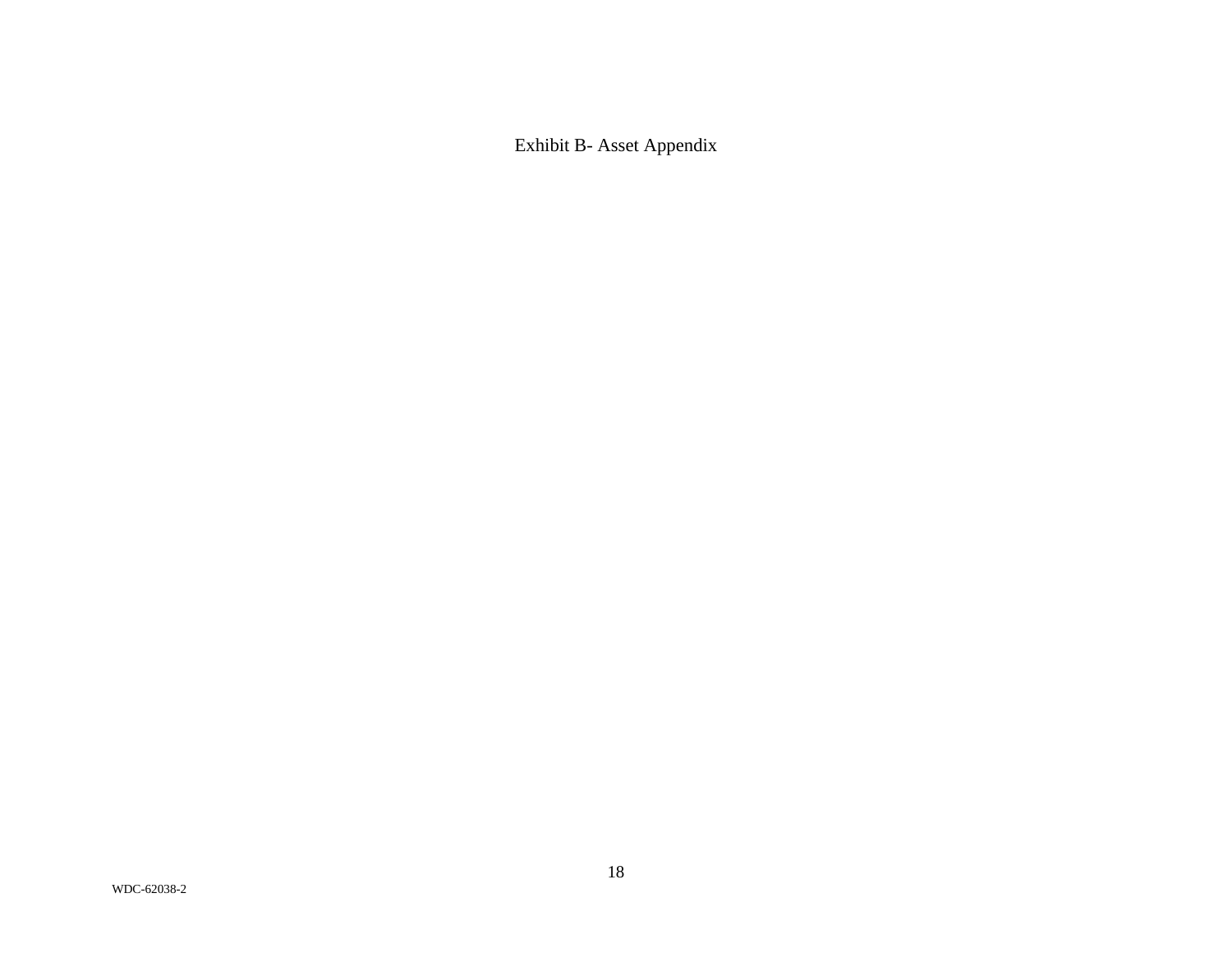Exhibit B- Asset Appendix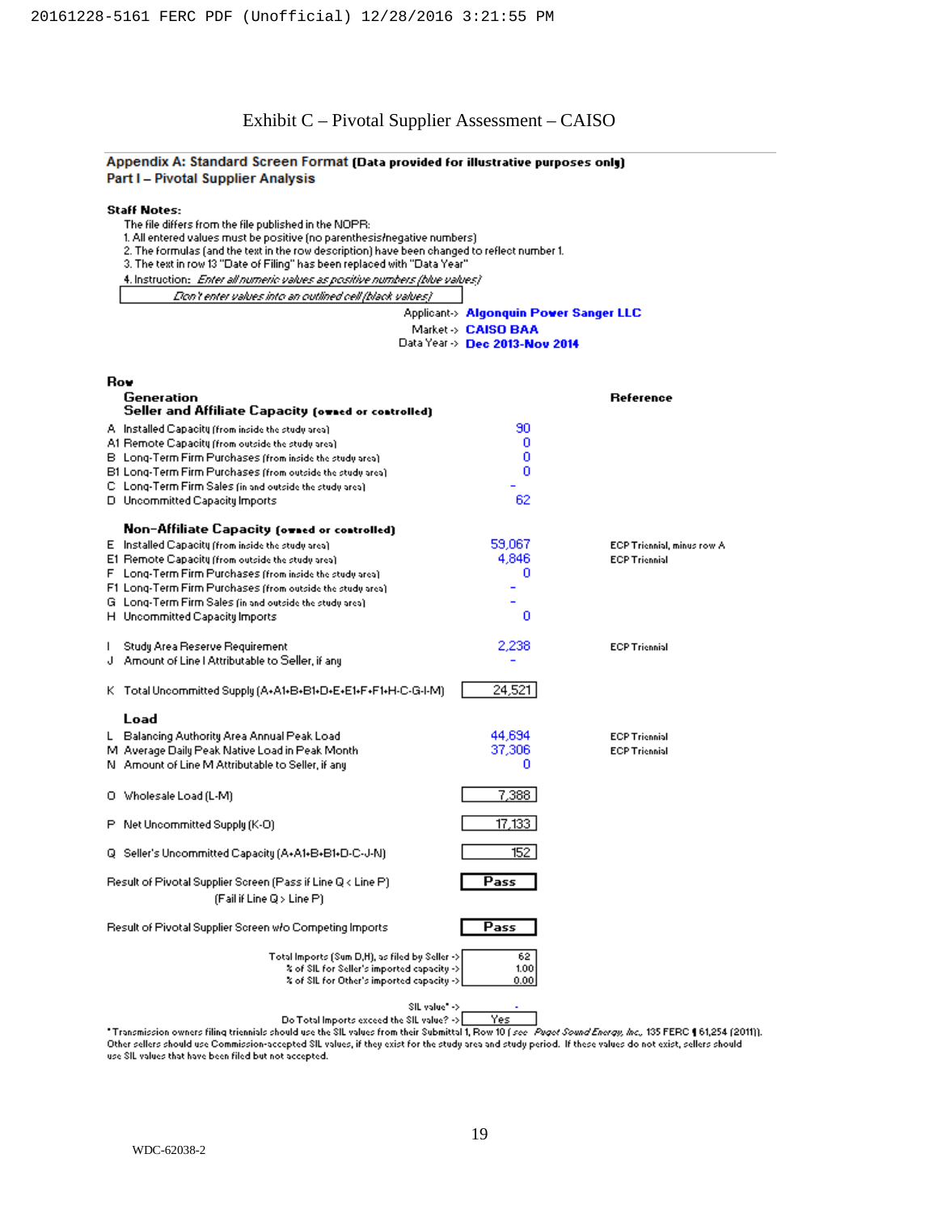# Exhibit C – Pivotal Supplier Assessment – CAISO

## Appendix A: Standard Screen Format (Data provided for illustrative purposes only)

### Part I – Pivotal Supplier Analysis

**Staff Notes:**

The file differs from the file published in the NOPR:

1. All entered values must be positive (no parenthesis/negative numbers)
2. The formulas (and the text in the row description) have been changed to reflect number 1.
3. The text in row 13 "Date of Filing" has been replaced with "Data Year"
4. Instruction: *Enter all numeric values as positive numbers (blue values)*

*Don't enter values into an outlined cell (black values)*

Applicant-> **Algonquin Power Sanger LLC**
Market -> **CAISO BAA**
Data Year -> **Dec 2013-Nov 2014**

| Row | | Value | Reference |
|---|---|---|---|
| | **Generation** | | |
| | **Seller and Affiliate Capacity (owned or controlled)** | | |
| A | Installed Capacity (from inside the study area) | 90 | |
| A1 | Remote Capacity (from outside the study area) | 0 | |
| B | Long-Term Firm Purchases (from inside the study area) | 0 | |
| B1 | Long-Term Firm Purchases (from outside the study area) | 0 | |
| C | Long-Term Firm Sales (in and outside the study area) | - | |
| D | Uncommitted Capacity Imports | 62 | |
| | **Non-Affiliate Capacity (owned or controlled)** | | |
| E | Installed Capacity (from inside the study area) | 59,067 | ECP Triennial, minus row A |
| E1 | Remote Capacity (from outside the study area) | 4,846 | ECP Triennial |
| F | Long-Term Firm Purchases (from inside the study area) | 0 | |
| F1 | Long-Term Firm Purchases (from outside the study area) | - | |
| G | Long-Term Firm Sales (in and outside the study area) | - | |
| H | Uncommitted Capacity Imports | 0 | |
| I | Study Area Reserve Requirement | 2,238 | ECP Triennial |
| J | Amount of Line I Attributable to Seller, if any | - | |
| K | Total Uncommitted Supply (A+A1+B+B1+D+E+E1+F+F1+H-C-G-I-M) | 24,521 | |
| | **Load** | | |
| L | Balancing Authority Area Annual Peak Load | 44,694 | ECP Triennial |
| M | Average Daily Peak Native Load in Peak Month | 37,306 | ECP Triennial |
| N | Amount of Line M Attributable to Seller, if any | 0 | |
| O | Wholesale Load (L-M) | 7,388 | |
| P | Net Uncommitted Supply (K-O) | 17,133 | |
| Q | Seller's Uncommitted Capacity (A+A1+B+B1+D-C-J-N) | 152 | |
| | Result of Pivotal Supplier Screen (Pass if Line Q < Line P) (Fail if Line Q > Line P) | **Pass** | |
| | Result of Pivotal Supplier Screen w/o Competing Imports | **Pass** | |

| | |
|---|---|
| Total Imports (Sum D,H), as filed by Seller -> | 62 |
| % of SIL for Seller's imported capacity -> | 1.00 |
| % of SIL for Other's imported capacity -> | 0.00 |
| SIL value* -> | - |
| Do Total Imports exceed the SIL value? -> | Yes |

*Transmission owners filing triennials should use the SIL values from their Submittal 1, Row 10 (*see Puget Sound Energy, Inc.*, 135 FERC ¶ 61,254 (2011)). Other sellers should use Commission-accepted SIL values, if they exist for the study area and study period. If these values do not exist, sellers should use SIL values that have been filed but not accepted.

WDC-62038-2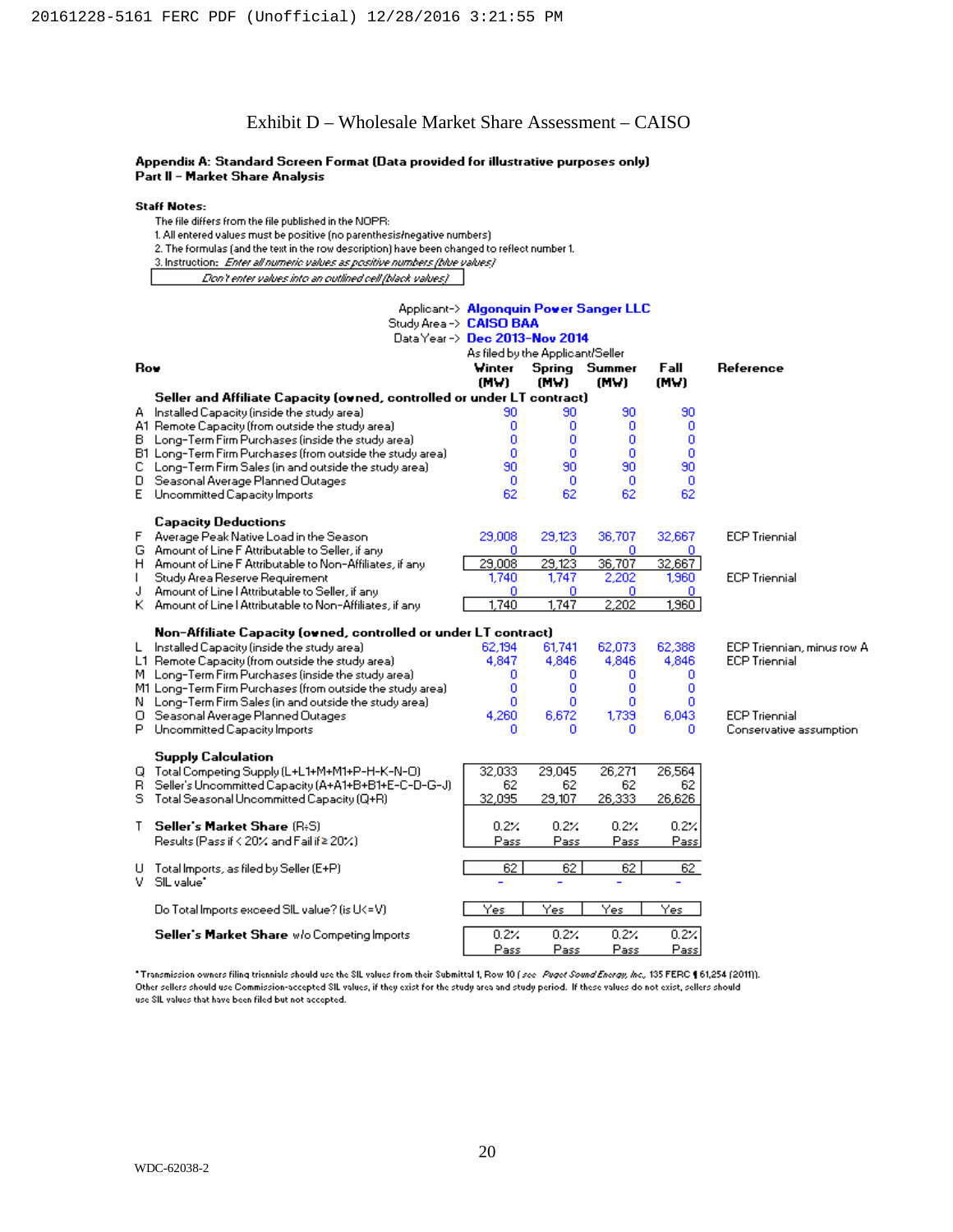# Exhibit D – Wholesale Market Share Assessment – CAISO

**Appendix A: Standard Screen Format (Data provided for illustrative purposes only)**
**Part II – Market Share Analysis**

**Staff Notes:**

The file differs from the file published in the NOPR:

1. All entered values must be positive (no parenthesis/negative numbers)
2. The formulas (and the text in the row description) have been changed to reflect number 1.
3. Instruction: *Enter all numeric values as positive numbers (blue values)*

*Don't enter values into an outlined cell (black values)*

Applicant-> **Algonquin Power Sanger LLC**
Study Area -> **CAISO BAA**
Data Year -> **Dec 2013-Nov 2014**

| Row | | Winter (MW) | Spring (MW) | Summer (MW) | Fall (MW) | Reference |
|---|---|---|---|---|---|---|
| | | As filed by the Applicant/Seller | | | | |
| | **Seller and Affiliate Capacity (owned, controlled or under LT contract)** | | | | | |
| A | Installed Capacity (inside the study area) | 90 | 90 | 90 | 90 | |
| A1 | Remote Capacity (from outside the study area) | 0 | 0 | 0 | 0 | |
| B | Long-Term Firm Purchases (inside the study area) | 0 | 0 | 0 | 0 | |
| B1 | Long-Term Firm Purchases (from outside the study area) | 0 | 0 | 0 | 0 | |
| C | Long-Term Firm Sales (in and outside the study area) | 90 | 90 | 90 | 90 | |
| D | Seasonal Average Planned Outages | 0 | 0 | 0 | 0 | |
| E | Uncommitted Capacity Imports | 62 | 62 | 62 | 62 | |
| | **Capacity Deductions** | | | | | |
| F | Average Peak Native Load in the Season | 29,008 | 29,123 | 36,707 | 32,667 | ECP Triennial |
| G | Amount of Line F Attributable to Seller, if any | 0 | 0 | 0 | 0 | |
| H | Amount of Line F Attributable to Non-Affiliates, if any | 29,008 | 29,123 | 36,707 | 32,667 | |
| I | Study Area Reserve Requirement | 1,740 | 1,747 | 2,202 | 1,960 | ECP Triennial |
| J | Amount of Line I Attributable to Seller, if any | 0 | 0 | 0 | 0 | |
| K | Amount of Line I Attributable to Non-Affiliates, if any | 1,740 | 1,747 | 2,202 | 1,960 | |
| | **Non-Affiliate Capacity (owned, controlled or under LT contract)** | | | | | |
| L | Installed Capacity (inside the study area) | 62,194 | 61,741 | 62,073 | 62,388 | ECP Triennian, minus row A |
| L1 | Remote Capacity (from outside the study area) | 4,847 | 4,846 | 4,846 | 4,846 | ECP Triennial |
| M | Long-Term Firm Purchases (inside the study area) | 0 | 0 | 0 | 0 | |
| M1 | Long-Term Firm Purchases (from outside the study area) | 0 | 0 | 0 | 0 | |
| N | Long-Term Firm Sales (in and outside the study area) | 0 | 0 | 0 | 0 | |
| O | Seasonal Average Planned Outages | 4,260 | 6,672 | 1,739 | 6,043 | ECP Triennial |
| P | Uncommitted Capacity Imports | 0 | 0 | 0 | 0 | Conservative assumption |
| | **Supply Calculation** | | | | | |
| Q | Total Competing Supply (L+L1+M+M1+P-H-K-N-O) | 32,033 | 29,045 | 26,271 | 26,564 | |
| R | Seller's Uncommitted Capacity (A+A1+B+B1+E-C-D-G-J) | 62 | 62 | 62 | 62 | |
| S | Total Seasonal Uncommitted Capacity (Q+R) | 32,095 | 29,107 | 26,333 | 26,626 | |
| T | **Seller's Market Share** (R÷S) | 0.2% | 0.2% | 0.2% | 0.2% | |
| | Results (Pass if < 20% and Fail if ≥ 20%) | Pass | Pass | Pass | Pass | |
| U | Total Imports, as filed by Seller (E+P) | 62 | 62 | 62 | 62 | |
| V | SIL value* | - | - | - | - | |
| | Do Total Imports exceed SIL value? (is U<=V) | Yes | Yes | Yes | Yes | |
| | **Seller's Market Share** w/o Competing Imports | 0.2% | 0.2% | 0.2% | 0.2% | |
| | | Pass | Pass | Pass | Pass | |

*Transmission owners filing triennials should use the SIL values from their Submittal 1, Row 10 (*see Puget Sound Energy, Inc.*, 135 FERC ¶ 61,254 (2011)). Other sellers should use Commission-accepted SIL values, if they exist for the study area and study period. If these values do not exist, sellers should use SIL values that have been filed but not accepted.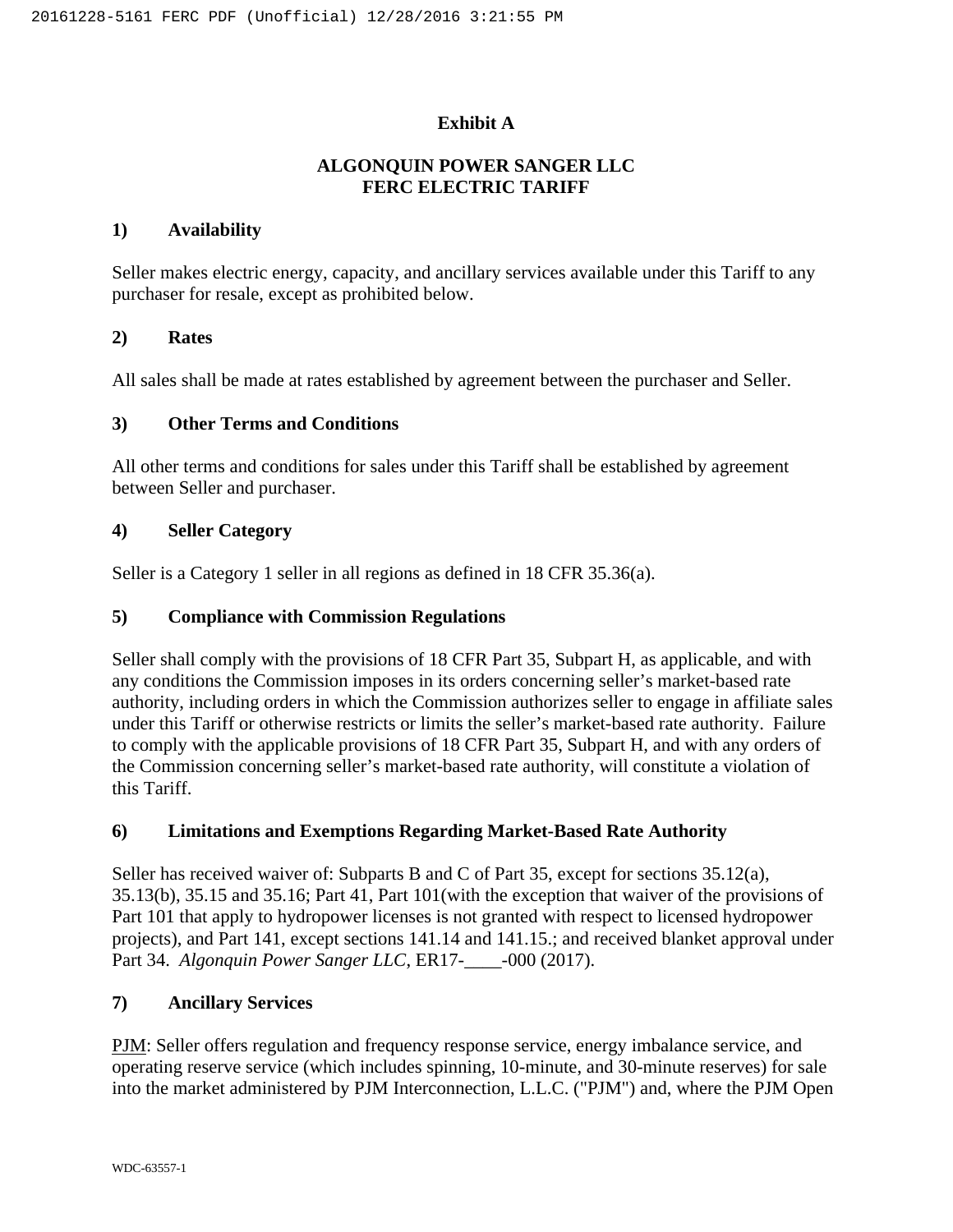# Exhibit A

## ALGONQUIN POWER SANGER LLC
## FERC ELECTRIC TARIFF

### 1) Availability

Seller makes electric energy, capacity, and ancillary services available under this Tariff to any purchaser for resale, except as prohibited below.

### 2) Rates

All sales shall be made at rates established by agreement between the purchaser and Seller.

### 3) Other Terms and Conditions

All other terms and conditions for sales under this Tariff shall be established by agreement between Seller and purchaser.

### 4) Seller Category

Seller is a Category 1 seller in all regions as defined in 18 CFR 35.36(a).

### 5) Compliance with Commission Regulations

Seller shall comply with the provisions of 18 CFR Part 35, Subpart H, as applicable, and with any conditions the Commission imposes in its orders concerning seller's market-based rate authority, including orders in which the Commission authorizes seller to engage in affiliate sales under this Tariff or otherwise restricts or limits the seller's market-based rate authority. Failure to comply with the applicable provisions of 18 CFR Part 35, Subpart H, and with any orders of the Commission concerning seller's market-based rate authority, will constitute a violation of this Tariff.

### 6) Limitations and Exemptions Regarding Market-Based Rate Authority

Seller has received waiver of: Subparts B and C of Part 35, except for sections 35.12(a), 35.13(b), 35.15 and 35.16; Part 41, Part 101(with the exception that waiver of the provisions of Part 101 that apply to hydropower licenses is not granted with respect to licensed hydropower projects), and Part 141, except sections 141.14 and 141.15.; and received blanket approval under Part 34. *Algonquin Power Sanger LLC*, ER17-____-000 (2017).

### 7) Ancillary Services

PJM: Seller offers regulation and frequency response service, energy imbalance service, and operating reserve service (which includes spinning, 10-minute, and 30-minute reserves) for sale into the market administered by PJM Interconnection, L.L.C. ("PJM") and, where the PJM Open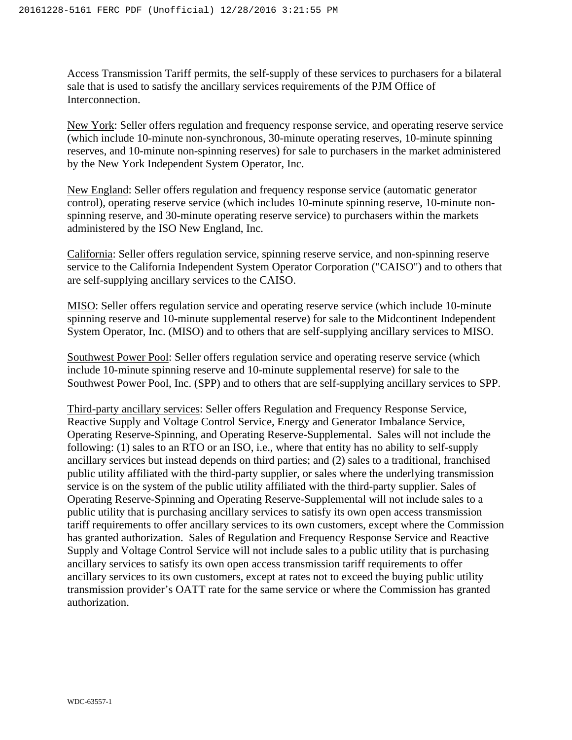Access Transmission Tariff permits, the self-supply of these services to purchasers for a bilateral sale that is used to satisfy the ancillary services requirements of the PJM Office of Interconnection.

<u>New York</u>: Seller offers regulation and frequency response service, and operating reserve service (which include 10-minute non-synchronous, 30-minute operating reserves, 10-minute spinning reserves, and 10-minute non-spinning reserves) for sale to purchasers in the market administered by the New York Independent System Operator, Inc.

<u>New England</u>: Seller offers regulation and frequency response service (automatic generator control), operating reserve service (which includes 10-minute spinning reserve, 10-minute non-spinning reserve, and 30-minute operating reserve service) to purchasers within the markets administered by the ISO New England, Inc.

<u>California</u>: Seller offers regulation service, spinning reserve service, and non-spinning reserve service to the California Independent System Operator Corporation ("CAISO") and to others that are self-supplying ancillary services to the CAISO.

<u>MISO</u>: Seller offers regulation service and operating reserve service (which include 10-minute spinning reserve and 10-minute supplemental reserve) for sale to the Midcontinent Independent System Operator, Inc. (MISO) and to others that are self-supplying ancillary services to MISO.

<u>Southwest Power Pool</u>: Seller offers regulation service and operating reserve service (which include 10-minute spinning reserve and 10-minute supplemental reserve) for sale to the Southwest Power Pool, Inc. (SPP) and to others that are self-supplying ancillary services to SPP.

<u>Third-party ancillary services</u>: Seller offers Regulation and Frequency Response Service, Reactive Supply and Voltage Control Service, Energy and Generator Imbalance Service, Operating Reserve-Spinning, and Operating Reserve-Supplemental. Sales will not include the following: (1) sales to an RTO or an ISO, i.e., where that entity has no ability to self-supply ancillary services but instead depends on third parties; and (2) sales to a traditional, franchised public utility affiliated with the third-party supplier, or sales where the underlying transmission service is on the system of the public utility affiliated with the third-party supplier. Sales of Operating Reserve-Spinning and Operating Reserve-Supplemental will not include sales to a public utility that is purchasing ancillary services to satisfy its own open access transmission tariff requirements to offer ancillary services to its own customers, except where the Commission has granted authorization. Sales of Regulation and Frequency Response Service and Reactive Supply and Voltage Control Service will not include sales to a public utility that is purchasing ancillary services to satisfy its own open access transmission tariff requirements to offer ancillary services to its own customers, except at rates not to exceed the buying public utility transmission provider's OATT rate for the same service or where the Commission has granted authorization.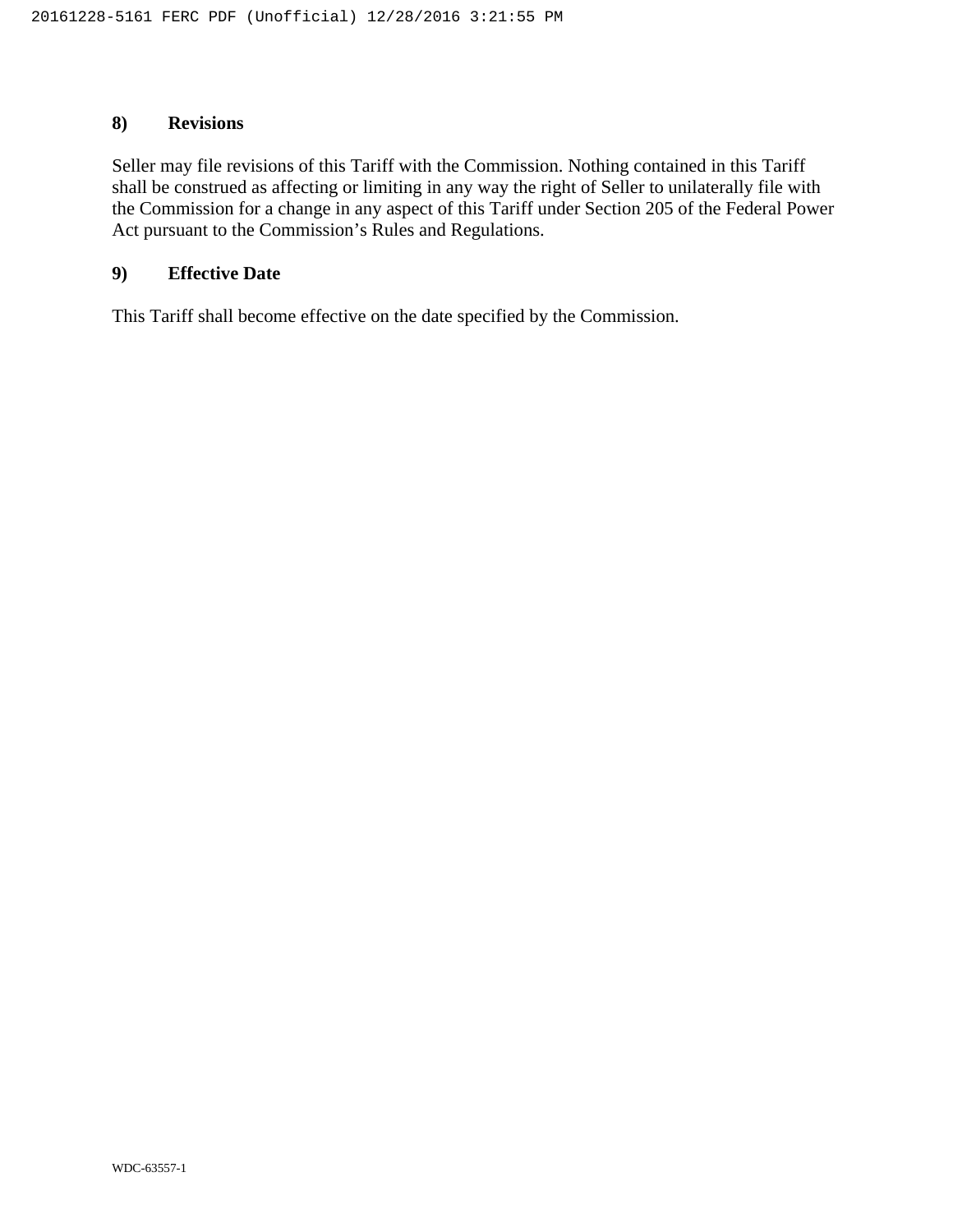## 8) Revisions

Seller may file revisions of this Tariff with the Commission. Nothing contained in this Tariff shall be construed as affecting or limiting in any way the right of Seller to unilaterally file with the Commission for a change in any aspect of this Tariff under Section 205 of the Federal Power Act pursuant to the Commission's Rules and Regulations.

## 9) Effective Date

This Tariff shall become effective on the date specified by the Commission.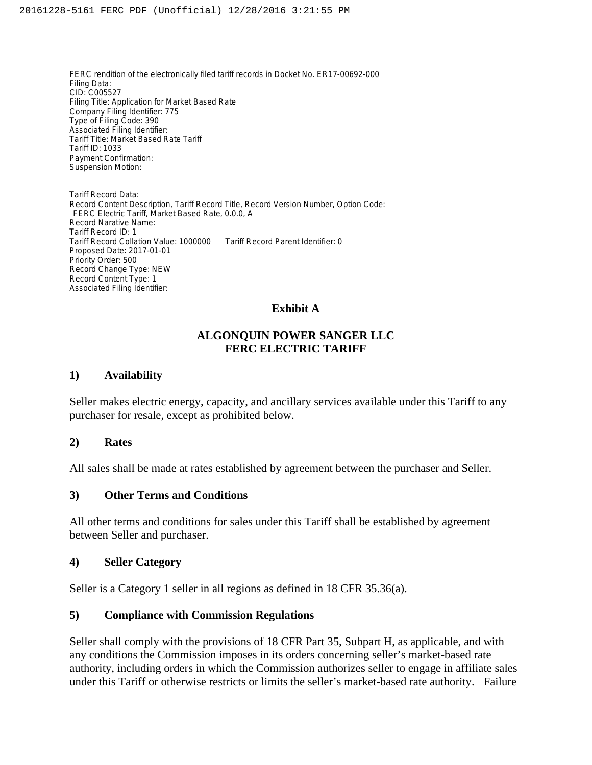FERC rendition of the electronically filed tariff records in Docket No. ER17-00692-000
Filing Data:
CID: C005527
Filing Title: Application for Market Based Rate
Company Filing Identifier: 775
Type of Filing Code: 390
Associated Filing Identifier:
Tariff Title: Market Based Rate Tariff
Tariff ID: 1033
Payment Confirmation:
Suspension Motion:

Tariff Record Data:
Record Content Description, Tariff Record Title, Record Version Number, Option Code:
FERC Electric Tariff, Market Based Rate, 0.0.0, A
Record Narative Name:
Tariff Record ID: 1
Tariff Record Collation Value: 1000000 Tariff Record Parent Identifier: 0
Proposed Date: 2017-01-01
Priority Order: 500
Record Change Type: NEW
Record Content Type: 1
Associated Filing Identifier:

**Exhibit A**

**ALGONQUIN POWER SANGER LLC**
**FERC ELECTRIC TARIFF**

**1) Availability**

Seller makes electric energy, capacity, and ancillary services available under this Tariff to any purchaser for resale, except as prohibited below.

**2) Rates**

All sales shall be made at rates established by agreement between the purchaser and Seller.

**3) Other Terms and Conditions**

All other terms and conditions for sales under this Tariff shall be established by agreement between Seller and purchaser.

**4) Seller Category**

Seller is a Category 1 seller in all regions as defined in 18 CFR 35.36(a).

**5) Compliance with Commission Regulations**

Seller shall comply with the provisions of 18 CFR Part 35, Subpart H, as applicable, and with any conditions the Commission imposes in its orders concerning seller's market-based rate authority, including orders in which the Commission authorizes seller to engage in affiliate sales under this Tariff or otherwise restricts or limits the seller's market-based rate authority. Failure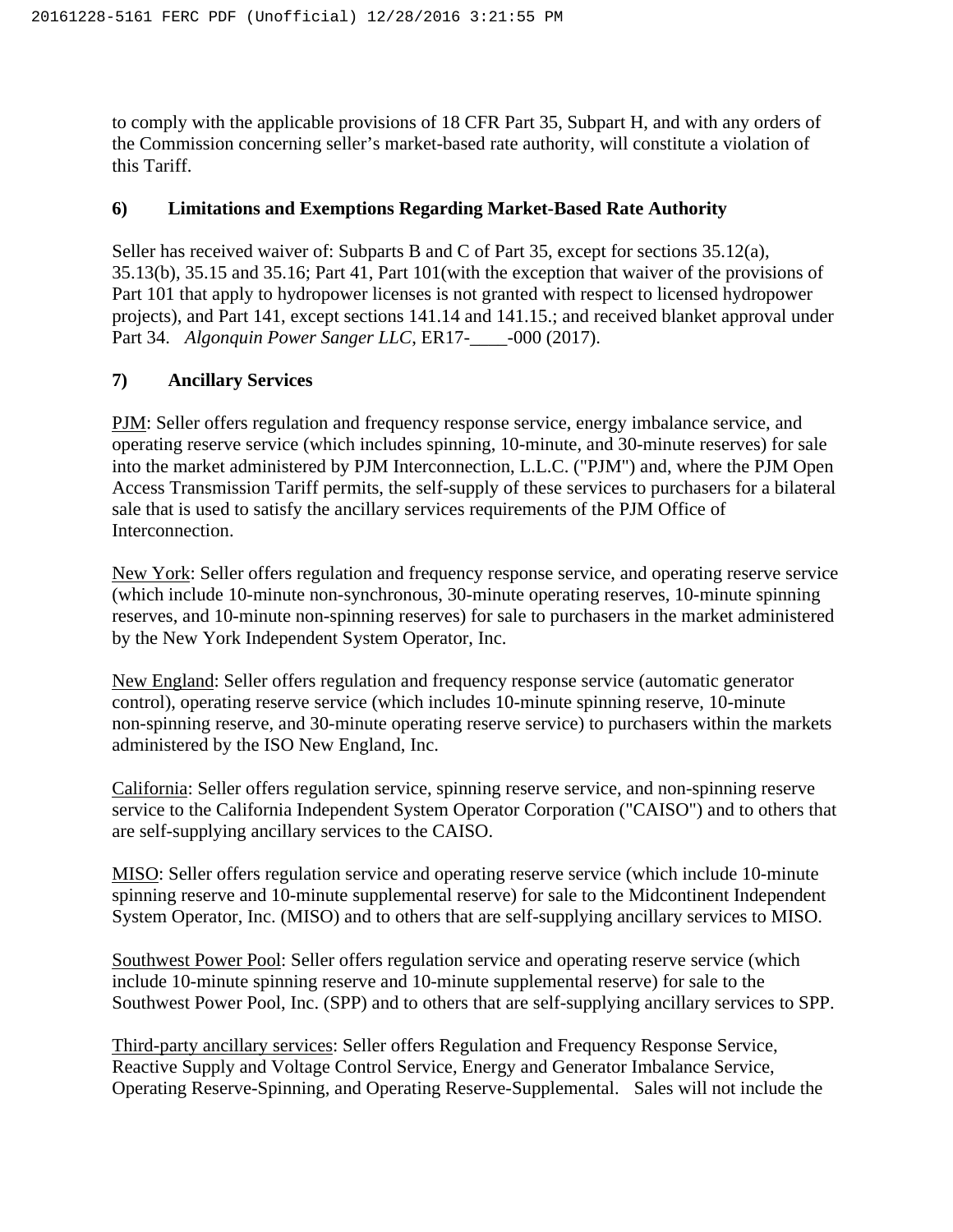to comply with the applicable provisions of 18 CFR Part 35, Subpart H, and with any orders of the Commission concerning seller's market-based rate authority, will constitute a violation of this Tariff.

**6) Limitations and Exemptions Regarding Market-Based Rate Authority**

Seller has received waiver of: Subparts B and C of Part 35, except for sections 35.12(a), 35.13(b), 35.15 and 35.16; Part 41, Part 101(with the exception that waiver of the provisions of Part 101 that apply to hydropower licenses is not granted with respect to licensed hydropower projects), and Part 141, except sections 141.14 and 141.15.; and received blanket approval under Part 34. *Algonquin Power Sanger LLC*, ER17-____-000 (2017).

**7) Ancillary Services**

PJM: Seller offers regulation and frequency response service, energy imbalance service, and operating reserve service (which includes spinning, 10-minute, and 30-minute reserves) for sale into the market administered by PJM Interconnection, L.L.C. ("PJM") and, where the PJM Open Access Transmission Tariff permits, the self-supply of these services to purchasers for a bilateral sale that is used to satisfy the ancillary services requirements of the PJM Office of Interconnection.

New York: Seller offers regulation and frequency response service, and operating reserve service (which include 10-minute non-synchronous, 30-minute operating reserves, 10-minute spinning reserves, and 10-minute non-spinning reserves) for sale to purchasers in the market administered by the New York Independent System Operator, Inc.

New England: Seller offers regulation and frequency response service (automatic generator control), operating reserve service (which includes 10-minute spinning reserve, 10-minute non-spinning reserve, and 30-minute operating reserve service) to purchasers within the markets administered by the ISO New England, Inc.

California: Seller offers regulation service, spinning reserve service, and non-spinning reserve service to the California Independent System Operator Corporation ("CAISO") and to others that are self-supplying ancillary services to the CAISO.

MISO: Seller offers regulation service and operating reserve service (which include 10-minute spinning reserve and 10-minute supplemental reserve) for sale to the Midcontinent Independent System Operator, Inc. (MISO) and to others that are self-supplying ancillary services to MISO.

Southwest Power Pool: Seller offers regulation service and operating reserve service (which include 10-minute spinning reserve and 10-minute supplemental reserve) for sale to the Southwest Power Pool, Inc. (SPP) and to others that are self-supplying ancillary services to SPP.

Third-party ancillary services: Seller offers Regulation and Frequency Response Service, Reactive Supply and Voltage Control Service, Energy and Generator Imbalance Service, Operating Reserve-Spinning, and Operating Reserve-Supplemental. Sales will not include the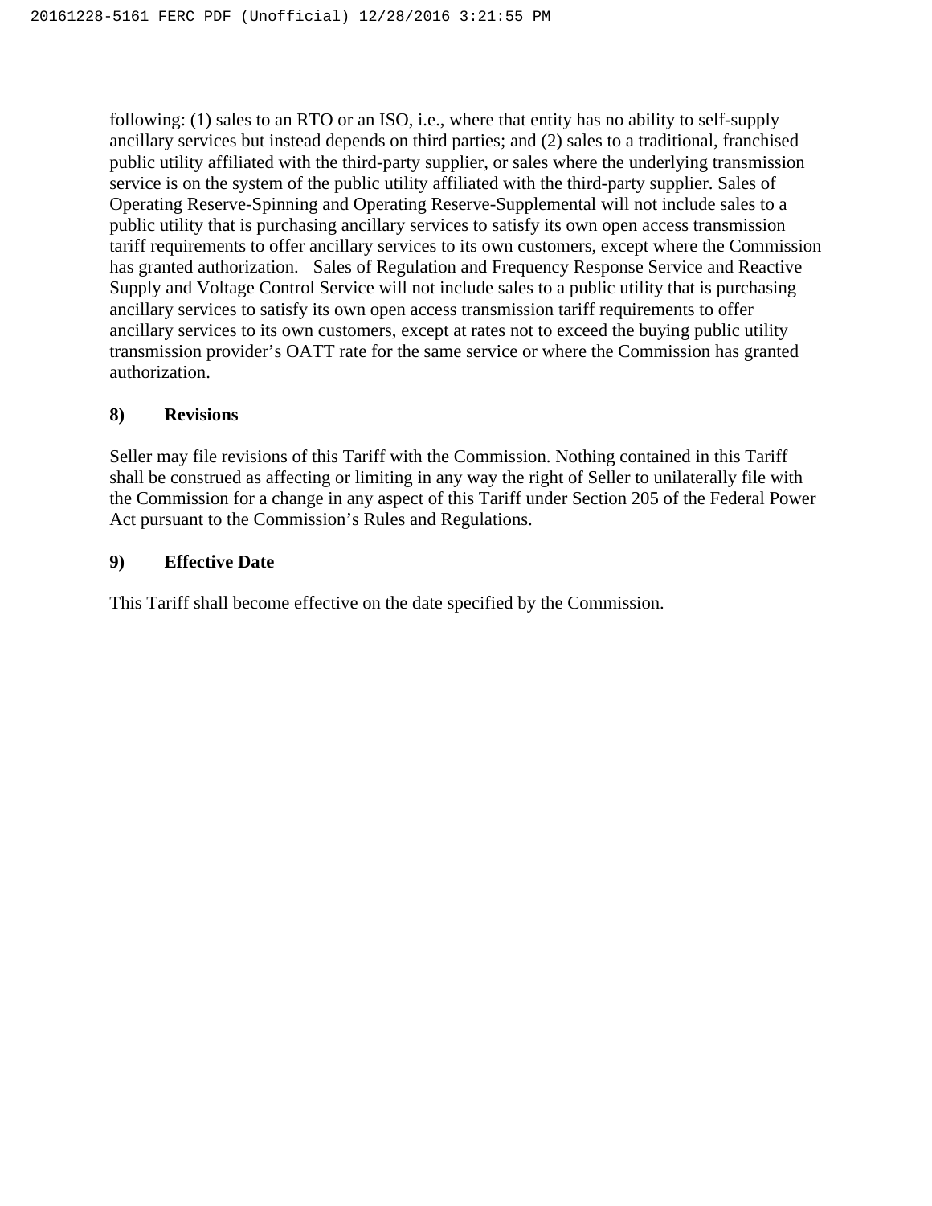following: (1) sales to an RTO or an ISO, i.e., where that entity has no ability to self-supply ancillary services but instead depends on third parties; and (2) sales to a traditional, franchised public utility affiliated with the third-party supplier, or sales where the underlying transmission service is on the system of the public utility affiliated with the third-party supplier. Sales of Operating Reserve-Spinning and Operating Reserve-Supplemental will not include sales to a public utility that is purchasing ancillary services to satisfy its own open access transmission tariff requirements to offer ancillary services to its own customers, except where the Commission has granted authorization. Sales of Regulation and Frequency Response Service and Reactive Supply and Voltage Control Service will not include sales to a public utility that is purchasing ancillary services to satisfy its own open access transmission tariff requirements to offer ancillary services to its own customers, except at rates not to exceed the buying public utility transmission provider's OATT rate for the same service or where the Commission has granted authorization.

**8) Revisions**

Seller may file revisions of this Tariff with the Commission. Nothing contained in this Tariff shall be construed as affecting or limiting in any way the right of Seller to unilaterally file with the Commission for a change in any aspect of this Tariff under Section 205 of the Federal Power Act pursuant to the Commission's Rules and Regulations.

**9) Effective Date**

This Tariff shall become effective on the date specified by the Commission.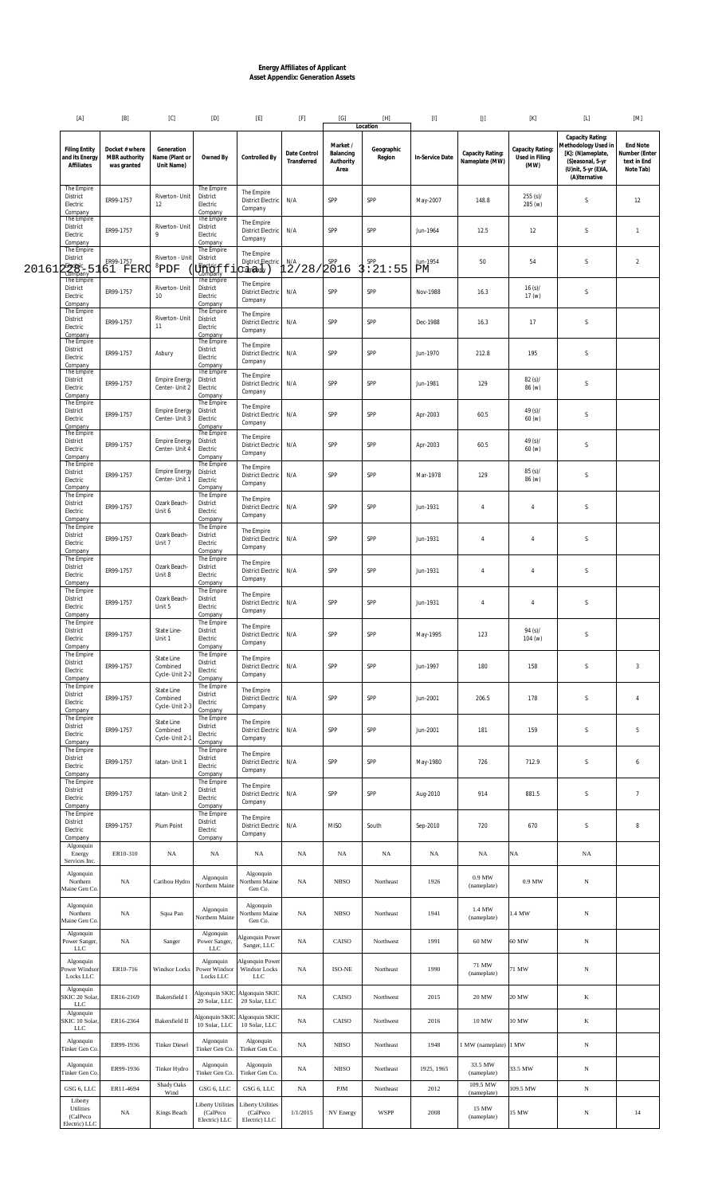# Energy Affiliates of Applicant
## Asset Appendix: Generation Assets

| [A] | [B] | [C] | [D] | [E] | [F] | [G] | [H] | [I] | [J] | [K] | [L] | [M] |
|---|---|---|---|---|---|---|---|---|---|---|---|---|
| | | | | | | Location | | | | | | |
| Filing Entity and its Energy Affiliates | Docket # where MBR authority was granted | Generation Name (Plant or Unit Name) | Owned By | Controlled By | Date Control Transferred | Market / Balancing Authority Area | Geographic Region | In-Service Date | Capacity Rating: Nameplate (MW) | Capacity Rating: Used in Filing (MW) | Capacity Rating: Methodology Used in [K]: (N)ameplate, (S)easonal, 5-yr (U)nit, 5-yr (E)IA, (A)lternative | End Note Number (Enter text in End Note Tab) |
| The Empire District Electric Company | ER99-1757 | Riverton- Unit 12 | The Empire District Electric Company | The Empire District Electric Company | N/A | SPP | SPP | May-2007 | 148.8 | 255 (s)/ 285 (w) | S | 12 |
| The Empire District Electric Company | ER99-1757 | Riverton- Unit 9 | The Empire District Electric Company | The Empire District Electric Company | N/A | SPP | SPP | Jun-1964 | 12.5 | 12 | S | 1 |
| The Empire District Electric Company | ER99-1757 | Riverton - Unit 8 | The Empire District Electric Company | The Empire District Electric Company | N/A | SPP | SPP | Jun-1954 | 50 | 54 | S | 2 |
| The Empire District Electric Company | ER99-1757 | Riverton- Unit 10 | The Empire District Electric Company | The Empire District Electric Company | N/A | SPP | SPP | Nov-1988 | 16.3 | 16 (s)/ 17 (w) | S | |
| The Empire District Electric Company | ER99-1757 | Riverton- Unit 11 | The Empire District Electric Company | The Empire District Electric Company | N/A | SPP | SPP | Dec-1988 | 16.3 | 17 | S | |
| The Empire District Electric Company | ER99-1757 | Asbury | The Empire District Electric Company | The Empire District Electric Company | N/A | SPP | SPP | Jun-1970 | 212.8 | 195 | S | |
| The Empire District Electric Company | ER99-1757 | Empire Energy Center- Unit 2 | The Empire District Electric Company | The Empire District Electric Company | N/A | SPP | SPP | Jun-1981 | 129 | 82 (s)/ 86 (w) | S | |
| The Empire District Electric Company | ER99-1757 | Empire Energy Center- Unit 3 | The Empire District Electric Company | The Empire District Electric Company | N/A | SPP | SPP | Apr-2003 | 60.5 | 49 (s)/ 60 (w) | S | |
| The Empire District Electric Company | ER99-1757 | Empire Energy Center- Unit 4 | The Empire District Electric Company | The Empire District Electric Company | N/A | SPP | SPP | Apr-2003 | 60.5 | 49 (s)/ 60 (w) | S | |
| The Empire District Electric Company | ER99-1757 | Empire Energy Center- Unit 1 | The Empire District Electric Company | The Empire District Electric Company | N/A | SPP | SPP | Mar-1978 | 129 | 85 (s)/ 86 (w) | S | |
| The Empire District Electric Company | ER99-1757 | Ozark Beach- Unit 6 | The Empire District Electric Company | The Empire District Electric Company | N/A | SPP | SPP | Jun-1931 | 4 | 4 | S | |
| The Empire District Electric Company | ER99-1757 | Ozark Beach- Unit 7 | The Empire District Electric Company | The Empire District Electric Company | N/A | SPP | SPP | Jun-1931 | 4 | 4 | S | |
| The Empire District Electric Company | ER99-1757 | Ozark Beach- Unit 8 | The Empire District Electric Company | The Empire District Electric Company | N/A | SPP | SPP | Jun-1931 | 4 | 4 | S | |
| The Empire District Electric Company | ER99-1757 | Ozark Beach- Unit 5 | The Empire District Electric Company | The Empire District Electric Company | N/A | SPP | SPP | Jun-1931 | 4 | 4 | S | |
| The Empire District Electric Company | ER99-1757 | State Line- Unit 1 | The Empire District Electric Company | The Empire District Electric Company | N/A | SPP | SPP | May-1995 | 123 | 94 (s)/ 104 (w) | S | |
| The Empire District Electric Company | ER99-1757 | State Line Combined Cycle- Unit 2-2 | The Empire District Electric Company | The Empire District Electric Company | N/A | SPP | SPP | Jun-1997 | 180 | 158 | S | 3 |
| The Empire District Electric Company | ER99-1757 | State Line Combined Cycle- Unit 2-3 | The Empire District Electric Company | The Empire District Electric Company | N/A | SPP | SPP | Jun-2001 | 206.5 | 178 | S | 4 |
| The Empire District Electric Company | ER99-1757 | State Line Combined Cycle- Unit 2-1 | The Empire District Electric Company | The Empire District Electric Company | N/A | SPP | SPP | Jun-2001 | 181 | 159 | S | 5 |
| The Empire District Electric Company | ER99-1757 | Iatan- Unit 1 | The Empire District Electric Company | The Empire District Electric Company | N/A | SPP | SPP | May-1980 | 726 | 712.9 | S | 6 |
| The Empire District Electric Company | ER99-1757 | Iatan- Unit 2 | The Empire District Electric Company | The Empire District Electric Company | N/A | SPP | SPP | Aug-2010 | 914 | 881.5 | S | 7 |
| The Empire District Electric Company | ER99-1757 | Plum Point | The Empire District Electric Company | The Empire District Electric Company | N/A | MISO | South | Sep-2010 | 720 | 670 | S | 8 |
| Algonquin Energy Services Inc. | ER10-310 | NA | NA | NA | NA | NA | NA | NA | NA | NA | NA | |
| Algonquin Northern Maine Gen Co. | NA | Caribou Hydro | Algonquin Northern Maine | Algonquin Northern Maine Gen Co. | NA | NBSO | Northeast | 1926 | 0.9 MW (nameplate) | 0.9 MW | N | |
| Algonquin Northern Maine Gen Co. | NA | Squa Pan | Algonquin Northern Maine | Algonquin Northern Maine Gen Co. | NA | NBSO | Northeast | 1941 | 1.4 MW (nameplate) | 1.4 MW | N | |
| Algonquin Power Sanger, LLC | NA | Sanger | Algonquin Power Sanger, LLC | Algonquin Power Sanger, LLC | NA | CAISO | Northwest | 1991 | 60 MW | 60 MW | N | |
| Algonquin Power Windsor Locks LLC | ER10-716 | Windsor Locks | Algonquin Power Windsor Locks LLC | Algonquin Power Windsor Locks LLC | NA | ISO-NE | Northeast | 1990 | 71 MW (nameplate) | 71 MW | N | |
| Algonquin SKIC 20 Solar, LLC | ER16-2169 | Bakersfield I | Algonquin SKIC 20 Solar, LLC | Algonquin SKIC 20 Solar, LLC | NA | CAISO | Northwest | 2015 | 20 MW | 20 MW | K | |
| Algonquin SKIC 10 Solar, LLC | ER16-2364 | Bakersfield II | Algonquin SKIC 10 Solar, LLC | Algonquin SKIC 10 Solar, LLC | NA | CAISO | Northwest | 2016 | 10 MW | 10 MW | K | |
| Algonquin Tinker Gen Co. | ER99-1936 | Tinker Diesel | Algonquin Tinker Gen Co. | Algonquin Tinker Gen Co. | NA | NBSO | Northeast | 1948 | 1 MW (nameplate) | 1 MW | N | |
| Algonquin Tinker Gen Co. | ER99-1936 | Tinker Hydro | Algonquin Tinker Gen Co. | Algonquin Tinker Gen Co. | NA | NBSO | Northeast | 1925, 1965 | 33.5 MW (nameplate) | 33.5 MW | N | |
| GSG 6, LLC | ER11-4694 | Shady Oaks Wind | GSG 6, LLC | GSG 6, LLC | NA | PJM | Northeast | 2012 | 109.5 MW (nameplate) | 109.5 MW | N | |
| Liberty Utilities (CalPeco Electric) LLC | NA | Kings Beach | Liberty Utilities (CalPeco Electric) LLC | Liberty Utilities (CalPeco Electric) LLC | 1/1/2015 | NV Energy | WSPP | 2008 | 15 MW (nameplate) | 15 MW | N | 14 |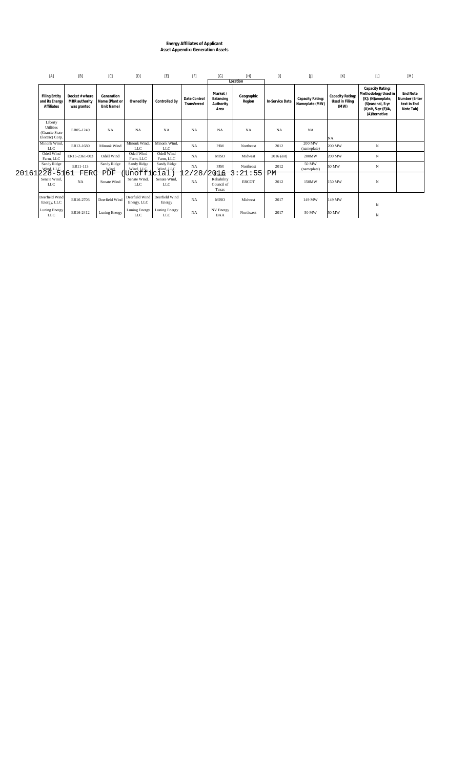**Energy Affiliates of Applicant**
**Asset Appendix: Generation Assets**

| [A] | [B] | [C] | [D] | [E] | [F] | [G] | [H] | [I] | [J] | [K] | [L] | [M] |
|---|---|---|---|---|---|---|---|---|---|---|---|---|
| | | | | | | Location | | | | | | |
| Filing Entity and its Energy Affiliates | Docket # where MBR authority was granted | Generation Name (Plant or Unit Name) | Owned By | Controlled By | Date Control Transferred | Market / Balancing Authority Area | Geographic Region | In-Service Date | Capacity Rating: Nameplate (MW) | Capacity Rating: Used in Filing (MW) | Capacity Rating: Methodology Used in [K]: (N)ameplate, (S)easonal, 5-yr (U)nit, 5-yr (E)IA, (A)lternative | End Note Number (Enter text in End Note Tab) |
| Liberty Utilities (Granite State Electric) Corp. | ER05-1249 | NA | NA | NA | NA | NA | NA | NA | NA | NA | | |
| Minonk Wind, LLC | ER12-1680 | Minonk Wind | Minonk Wind, LLC | Minonk Wind, LLC | NA | PJM | Northeast | 2012 | 200 MW (nameplate) | 200 MW | N | |
| Odell Wind Farm, LLC | ER15-2361-003 | Odell Wind | Odell Wind Farm, LLC | Odell Wind Farm, LLC | NA | MISO | Midwest | 2016 (est) | 200MW | 200 MW | N | |
| Sandy Ridge Wind, LLC | ER11-113 | Sandy Ridge Wind | Sandy Ridge Wind, LLC | Sandy Ridge Wind, LLC | NA | PJM | Northeast | 2012 | 50 MW (nameplate) | 50 MW | N | |
| Senate Wind, LLC | NA | Senate Wind | Senate Wind, LLC | Senate Wind, LLC | NA | Electric Reliability Council of Texas | ERCOT | 2012 | 150MW | 150 MW | N | |
| Deerfield Wind Energy, LLC | ER16-2703 | Deerfield Wind | Deerfield Wind Energy, LLC | Deerfield Wind Energy | NA | MISO | Midwest | 2017 | 149 MW | 149 MW | N | |
| Luning Energy LLC | ER16-2412 | Luning Energy | Luning Energy LLC | Luning Energy LLC | NA | NV Energy BAA | Northwest | 2017 | 50 MW | 50 MW | N | |

20161228-5161 FERC PDF (Unofficial) 12/28/2016 3:21:55 PM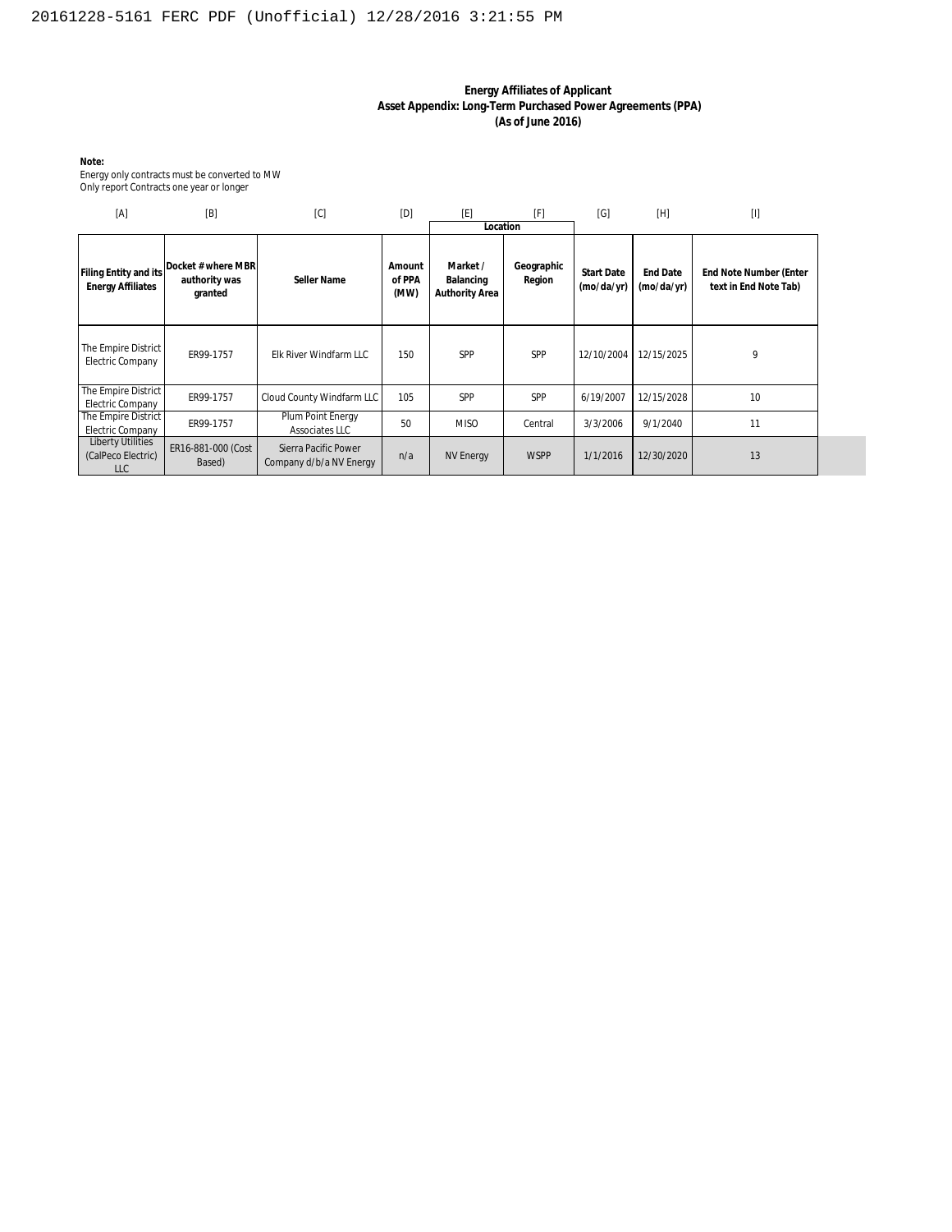**Energy Affiliates of Applicant**
**Asset Appendix: Long-Term Purchased Power Agreements (PPA)**
**(As of June 2016)**

**Note:**
Energy only contracts must be converted to MW
Only report Contracts one year or longer

| [A] | [B] | [C] | [D] | [E] | [F] | [G] | [H] | [I] |
|---|---|---|---|---|---|---|---|---|
| | | | | Location | | | | |
| Filing Entity and its Energy Affiliates | Docket # where MBR authority was granted | Seller Name | Amount of PPA (MW) | Market / Balancing Authority Area | Geographic Region | Start Date (mo/da/yr) | End Date (mo/da/yr) | End Note Number (Enter text in End Note Tab) |
| The Empire District Electric Company | ER99-1757 | Elk River Windfarm LLC | 150 | SPP | SPP | 12/10/2004 | 12/15/2025 | 9 |
| The Empire District Electric Company | ER99-1757 | Cloud County Windfarm LLC | 105 | SPP | SPP | 6/19/2007 | 12/15/2028 | 10 |
| The Empire District Electric Company | ER99-1757 | Plum Point Energy Associates LLC | 50 | MISO | Central | 3/3/2006 | 9/1/2040 | 11 |
| Liberty Utilities (CalPeco Electric) LLC | ER16-881-000 (Cost Based) | Sierra Pacific Power Company d/b/a NV Energy | n/a | NV Energy | WSPP | 1/1/2016 | 12/30/2020 | 13 |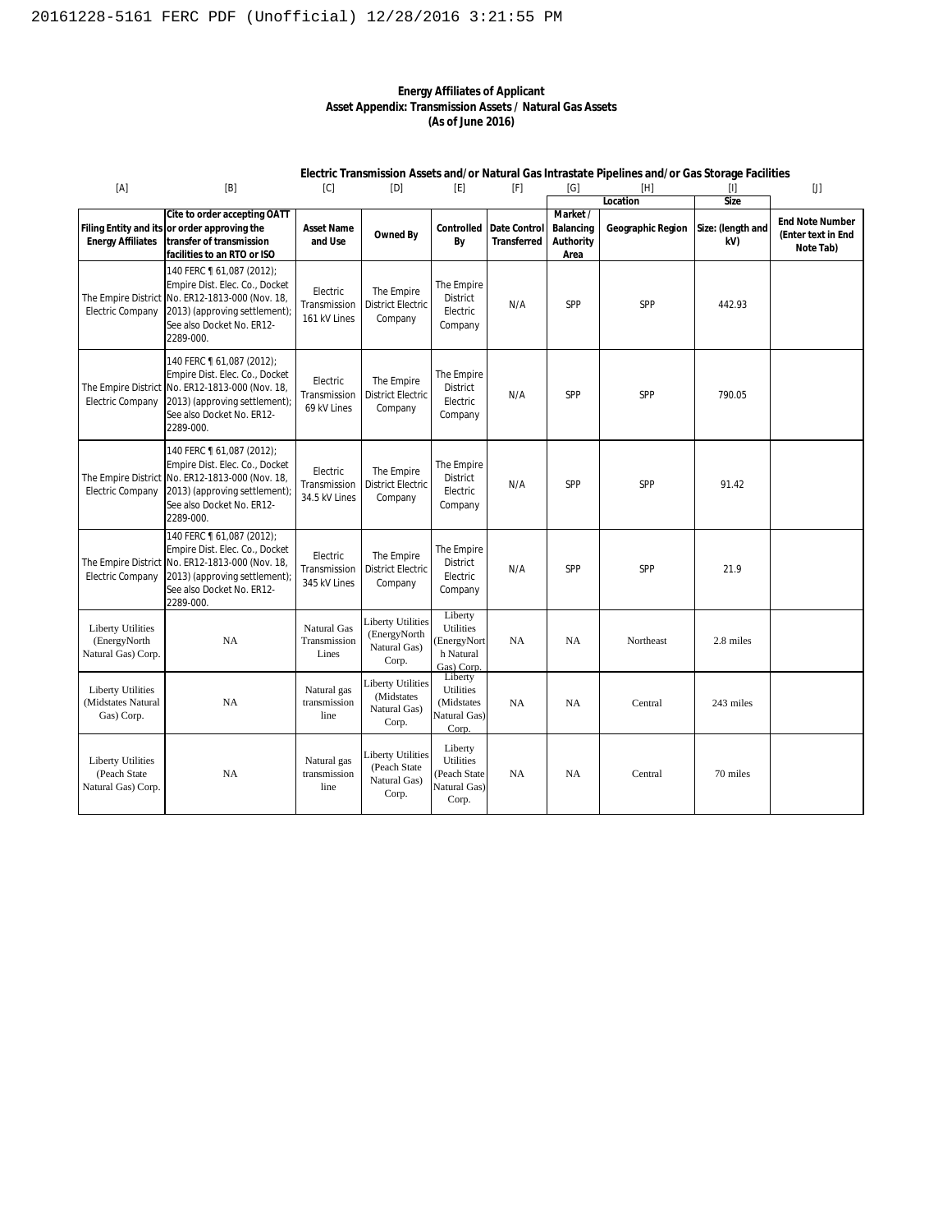**Energy Affiliates of Applicant**
**Asset Appendix: Transmission Assets / Natural Gas Assets**
**(As of June 2016)**

**Electric Transmission Assets and/or Natural Gas Intrastate Pipelines and/or Gas Storage Facilities**

| [A] | [B] | [C] | [D] | [E] | [F] | [G] | [H] | [I] | [J] |
|---|---|---|---|---|---|---|---|---|---|
| | | | | | | Location | | Size | |
| Filing Entity and its Energy Affiliates | Cite to order accepting OATT or order approving the transfer of transmission facilities to an RTO or ISO | Asset Name and Use | Owned By | Controlled By | Date Control Transferred | Market / Balancing Authority Area | Geographic Region | Size: (length and kV) | End Note Number (Enter text in End Note Tab) |
| The Empire District Electric Company | 140 FERC ¶ 61,087 (2012); Empire Dist. Elec. Co., Docket No. ER12-1813-000 (Nov. 18, 2013) (approving settlement); See also Docket No. ER12-2289-000. | Electric Transmission 161 kV Lines | The Empire District Electric Company | The Empire District Electric Company | N/A | SPP | SPP | 442.93 | |
| The Empire District Electric Company | 140 FERC ¶ 61,087 (2012); Empire Dist. Elec. Co., Docket No. ER12-1813-000 (Nov. 18, 2013) (approving settlement); See also Docket No. ER12-2289-000. | Electric Transmission 69 kV Lines | The Empire District Electric Company | The Empire District Electric Company | N/A | SPP | SPP | 790.05 | |
| The Empire District Electric Company | 140 FERC ¶ 61,087 (2012); Empire Dist. Elec. Co., Docket No. ER12-1813-000 (Nov. 18, 2013) (approving settlement); See also Docket No. ER12-2289-000. | Electric Transmission 34.5 kV Lines | The Empire District Electric Company | The Empire District Electric Company | N/A | SPP | SPP | 91.42 | |
| The Empire District Electric Company | 140 FERC ¶ 61,087 (2012); Empire Dist. Elec. Co., Docket No. ER12-1813-000 (Nov. 18, 2013) (approving settlement); See also Docket No. ER12-2289-000. | Electric Transmission 345 kV Lines | The Empire District Electric Company | The Empire District Electric Company | N/A | SPP | SPP | 21.9 | |
| Liberty Utilities (EnergyNorth Natural Gas) Corp. | NA | Natural Gas Transmission Lines | Liberty Utilities (EnergyNorth Natural Gas) Corp. | Liberty Utilities (EnergyNorth Natural Gas) Corp. | NA | NA | Northeast | 2.8 miles | |
| Liberty Utilities (Midstates Natural Gas) Corp. | NA | Natural gas transmission line | Liberty Utilities (Midstates Natural Gas) Corp. | Liberty Utilities (Midstates Natural Gas) Corp. | NA | NA | Central | 243 miles | |
| Liberty Utilities (Peach State Natural Gas) Corp. | NA | Natural gas transmission line | Liberty Utilities (Peach State Natural Gas) Corp. | Liberty Utilities (Peach State Natural Gas) Corp. | NA | NA | Central | 70 miles | |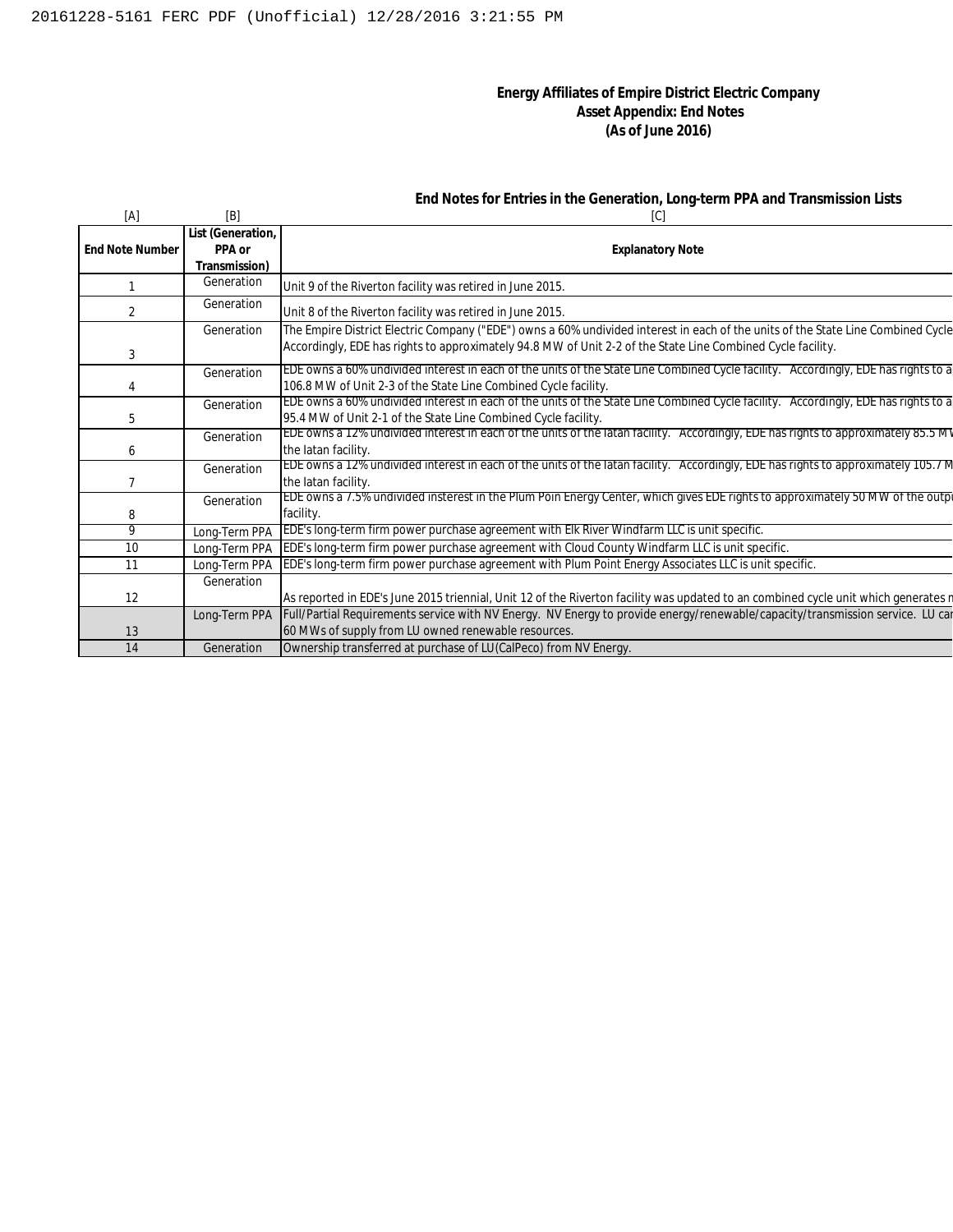**Energy Affiliates of Empire District Electric Company**
**Asset Appendix: End Notes**
**(As of June 2016)**

**End Notes for Entries in the Generation, Long-term PPA and Transmission Lists**

| [A] | [B] | [C] |
|---|---|---|
| **End Note Number** | **List (Generation, PPA or Transmission)** | **Explanatory Note** |
| 1 | Generation | Unit 9 of the Riverton facility was retired in June 2015. |
| 2 | Generation | Unit 8 of the Riverton facility was retired in June 2015. |
| 3 | Generation | The Empire District Electric Company ("EDE") owns a 60% undivided interest in each of the units of the State Line Combined Cycle Accordingly, EDE has rights to approximately 94.8 MW of Unit 2-2 of the State Line Combined Cycle facility. |
| 4 | Generation | EDE owns a 60% undivided interest in each of the units of the State Line Combined Cycle facility. Accordingly, EDE has rights to a 106.8 MW of Unit 2-3 of the State Line Combined Cycle facility. |
| 5 | Generation | EDE owns a 60% undivided interest in each of the units of the State Line Combined Cycle facility. Accordingly, EDE has rights to a 95.4 MW of Unit 2-1 of the State Line Combined Cycle facility. |
| 6 | Generation | EDE owns a 12% undivided interest in each of the units of the Iatan facility. Accordingly, EDE has rights to approximately 85.5 MW the Iatan facility. |
| 7 | Generation | EDE owns a 12% undivided interest in each of the units of the Iatan facility. Accordingly, EDE has rights to approximately 105.7 M the Iatan facility. |
| 8 | Generation | EDE owns a 7.5% undivided insterest in the Plum Poin Energy Center, which gives EDE rights to approximately 50 MW of the outpu facility. |
| 9 | Long-Term PPA | EDE's long-term firm power purchase agreement with Elk River Windfarm LLC is unit specific. |
| 10 | Long-Term PPA | EDE's long-term firm power purchase agreement with Cloud County Windfarm LLC is unit specific. |
| 11 | Long-Term PPA | EDE's long-term firm power purchase agreement with Plum Point Energy Associates LLC is unit specific. |
| 12 | Generation | As reported in EDE's June 2015 triennial, Unit 12 of the Riverton facility was updated to an combined cycle unit which generates n |
| 13 | Long-Term PPA | Full/Partial Requirements service with NV Energy. NV Energy to provide energy/renewable/capacity/transmission service. LU car 60 MWs of supply from LU owned renewable resources. |
| 14 | Generation | Ownership transferred at purchase of LU(CalPeco) from NV Energy. |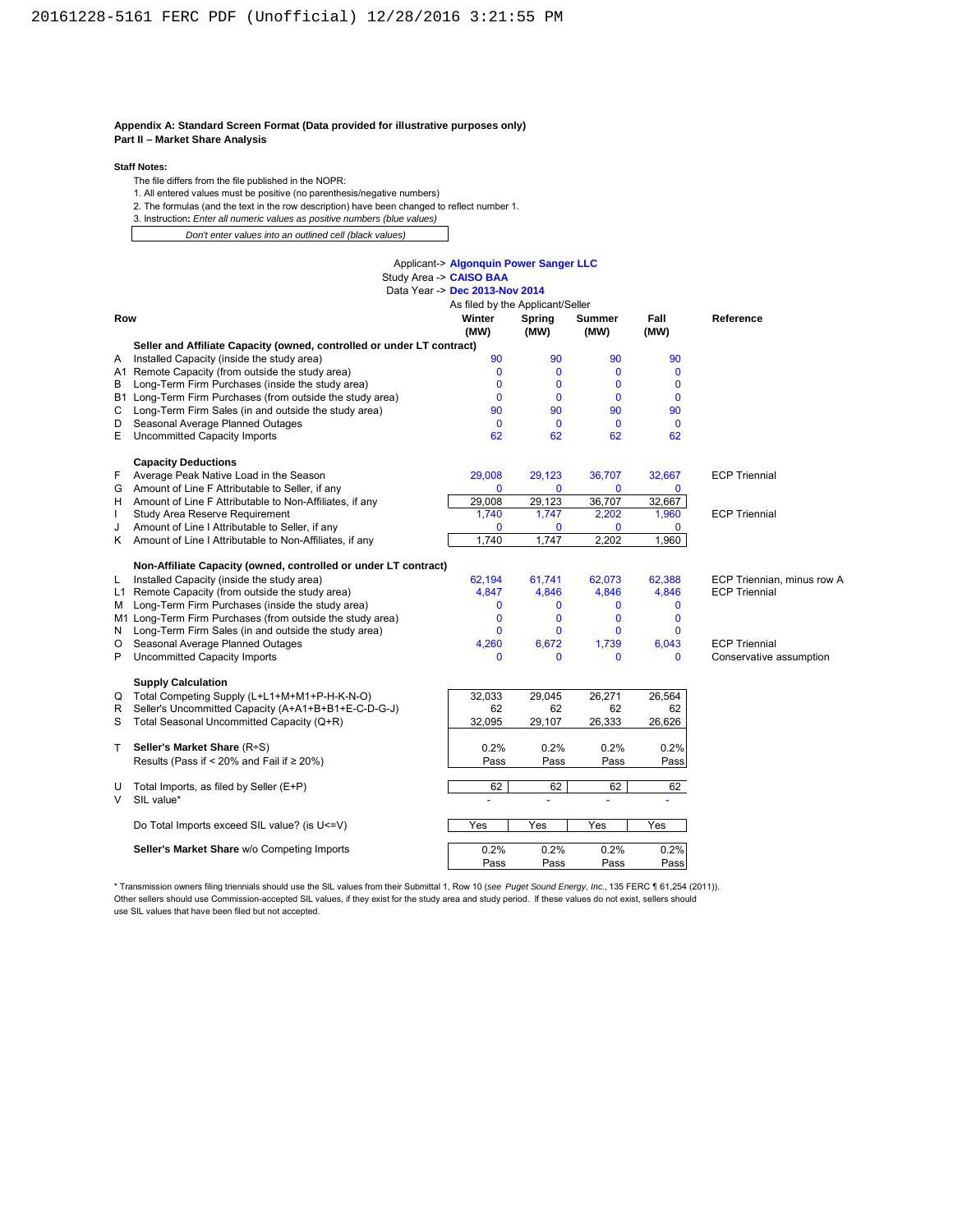**Appendix A: Standard Screen Format (Data provided for illustrative purposes only)**
**Part II – Market Share Analysis**

**Staff Notes:**

The file differs from the file published in the NOPR:

1. All entered values must be positive (no parenthesis/negative numbers)
2. The formulas (and the text in the row description) have been changed to reflect number 1.
3. Instruction**:** *Enter all numeric values as positive numbers (blue values)*

*Don't enter values into an outlined cell (black values)*

Applicant-> **Algonquin Power Sanger LLC**
Study Area -> **CAISO BAA**
Data Year -> **Dec 2013-Nov 2014**

As filed by the Applicant/Seller

| Row | | Winter (MW) | Spring (MW) | Summer (MW) | Fall (MW) | Reference |
|---|---|---|---|---|---|---|
| | **Seller and Affiliate Capacity (owned, controlled or under LT contract)** | | | | | |
| A | Installed Capacity (inside the study area) | 90 | 90 | 90 | 90 | |
| A1 | Remote Capacity (from outside the study area) | 0 | 0 | 0 | 0 | |
| B | Long-Term Firm Purchases (inside the study area) | 0 | 0 | 0 | 0 | |
| B1 | Long-Term Firm Purchases (from outside the study area) | 0 | 0 | 0 | 0 | |
| C | Long-Term Firm Sales (in and outside the study area) | 90 | 90 | 90 | 90 | |
| D | Seasonal Average Planned Outages | 0 | 0 | 0 | 0 | |
| E | Uncommitted Capacity Imports | 62 | 62 | 62 | 62 | |
| | **Capacity Deductions** | | | | | |
| F | Average Peak Native Load in the Season | 29,008 | 29,123 | 36,707 | 32,667 | ECP Triennial |
| G | Amount of Line F Attributable to Seller, if any | 0 | 0 | 0 | 0 | |
| H | Amount of Line F Attributable to Non-Affiliates, if any | 29,008 | 29,123 | 36,707 | 32,667 | |
| I | Study Area Reserve Requirement | 1,740 | 1,747 | 2,202 | 1,960 | ECP Triennial |
| J | Amount of Line I Attributable to Seller, if any | 0 | 0 | 0 | 0 | |
| K | Amount of Line I Attributable to Non-Affiliates, if any | 1,740 | 1,747 | 2,202 | 1,960 | |
| | **Non-Affiliate Capacity (owned, controlled or under LT contract)** | | | | | |
| L | Installed Capacity (inside the study area) | 62,194 | 61,741 | 62,073 | 62,388 | ECP Triennian, minus row A |
| L1 | Remote Capacity (from outside the study area) | 4,847 | 4,846 | 4,846 | 4,846 | ECP Triennial |
| M | Long-Term Firm Purchases (inside the study area) | 0 | 0 | 0 | 0 | |
| M1 | Long-Term Firm Purchases (from outside the study area) | 0 | 0 | 0 | 0 | |
| N | Long-Term Firm Sales (in and outside the study area) | 0 | 0 | 0 | 0 | |
| O | Seasonal Average Planned Outages | 4,260 | 6,672 | 1,739 | 6,043 | ECP Triennial |
| P | Uncommitted Capacity Imports | 0 | 0 | 0 | 0 | Conservative assumption |
| | **Supply Calculation** | | | | | |
| Q | Total Competing Supply (L+L1+M+M1+P-H-K-N-O) | 32,033 | 29,045 | 26,271 | 26,564 | |
| R | Seller's Uncommitted Capacity (A+A1+B+B1+E-C-D-G-J) | 62 | 62 | 62 | 62 | |
| S | Total Seasonal Uncommitted Capacity (Q+R) | 32,095 | 29,107 | 26,333 | 26,626 | |
| T | **Seller's Market Share** (R÷S) | 0.2% | 0.2% | 0.2% | 0.2% | |
| | Results (Pass if < 20% and Fail if ≥ 20%) | Pass | Pass | Pass | Pass | |
| U | Total Imports, as filed by Seller (E+P) | 62 | 62 | 62 | 62 | |
| V | SIL value* | - | - | - | - | |
| | Do Total Imports exceed SIL value? (is U<=V) | Yes | Yes | Yes | Yes | |
| | **Seller's Market Share** w/o Competing Imports | 0.2% | 0.2% | 0.2% | 0.2% | |
| | | Pass | Pass | Pass | Pass | |

\* Transmission owners filing triennials should use the SIL values from their Submittal 1, Row 10 (*see Puget Sound Energy, Inc.*, 135 FERC ¶ 61,254 (2011)). Other sellers should use Commission-accepted SIL values, if they exist for the study area and study period. If these values do not exist, sellers should use SIL values that have been filed but not accepted.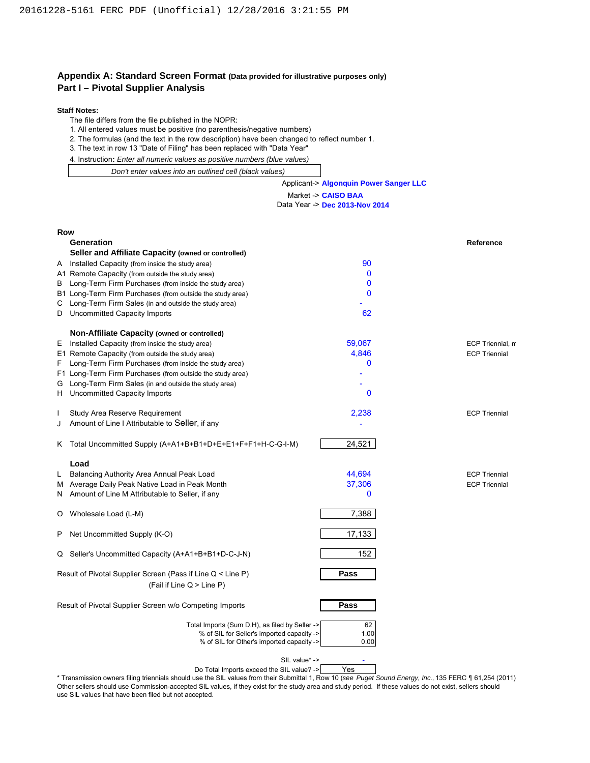## Appendix A: Standard Screen Format (Data provided for illustrative purposes only)
## Part I – Pivotal Supplier Analysis

**Staff Notes:**

The file differs from the file published in the NOPR:

1. All entered values must be positive (no parenthesis/negative numbers)
2. The formulas (and the text in the row description) have been changed to reflect number 1.
3. The text in row 13 "Date of Filing" has been replaced with "Data Year"
4. Instruction**:** *Enter all numeric values as positive numbers (blue values)*

*Don't enter values into an outlined cell (black values)*

Applicant-> **Algonquin Power Sanger LLC**

Market -> **CAISO BAA**

Data Year -> **Dec 2013-Nov 2014**

| Row | | | Reference |
|---|---|---|---|
| | **Generation** | | |
| | **Seller and Affiliate Capacity** (owned or controlled) | | |
| A | Installed Capacity (from inside the study area) | 90 | |
| A1 | Remote Capacity (from outside the study area) | 0 | |
| B | Long-Term Firm Purchases (from inside the study area) | 0 | |
| B1 | Long-Term Firm Purchases (from outside the study area) | 0 | |
| C | Long-Term Firm Sales (in and outside the study area) | - | |
| D | Uncommitted Capacity Imports | 62 | |
| | **Non-Affiliate Capacity** (owned or controlled) | | |
| E | Installed Capacity (from inside the study area) | 59,067 | ECP Triennial, m |
| E1 | Remote Capacity (from outside the study area) | 4,846 | ECP Triennial |
| F | Long-Term Firm Purchases (from inside the study area) | 0 | |
| F1 | Long-Term Firm Purchases (from outside the study area) | - | |
| G | Long-Term Firm Sales (in and outside the study area) | - | |
| H | Uncommitted Capacity Imports | 0 | |
| I | Study Area Reserve Requirement | 2,238 | ECP Triennial |
| J | Amount of Line I Attributable to Seller, if any | - | |
| K | Total Uncommitted Supply (A+A1+B+B1+D+E+E1+F+F1+H-C-G-I-M) | 24,521 | |
| | **Load** | | |
| L | Balancing Authority Area Annual Peak Load | 44,694 | ECP Triennial |
| M | Average Daily Peak Native Load in Peak Month | 37,306 | ECP Triennial |
| N | Amount of Line M Attributable to Seller, if any | 0 | |
| O | Wholesale Load (L-M) | 7,388 | |
| P | Net Uncommitted Supply (K-O) | 17,133 | |
| Q | Seller's Uncommitted Capacity (A+A1+B+B1+D-C-J-N) | 152 | |

| | |
|---|---|
| Result of Pivotal Supplier Screen (Pass if Line Q < Line P) (Fail if Line Q > Line P) | **Pass** |
| Result of Pivotal Supplier Screen w/o Competing Imports | **Pass** |
| Total Imports (Sum D,H), as filed by Seller -> | 62 |
| % of SIL for Seller's imported capacity -> | 1.00 |
| % of SIL for Other's imported capacity -> | 0.00 |
| SIL value* -> | - |
| Do Total Imports exceed the SIL value? -> | Yes |

\* Transmission owners filing triennials should use the SIL values from their Submittal 1, Row 10 (*see Puget Sound Energy, Inc.*, 135 FERC ¶ 61,254 (2011) Other sellers should use Commission-accepted SIL values, if they exist for the study area and study period. If these values do not exist, sellers should use SIL values that have been filed but not accepted.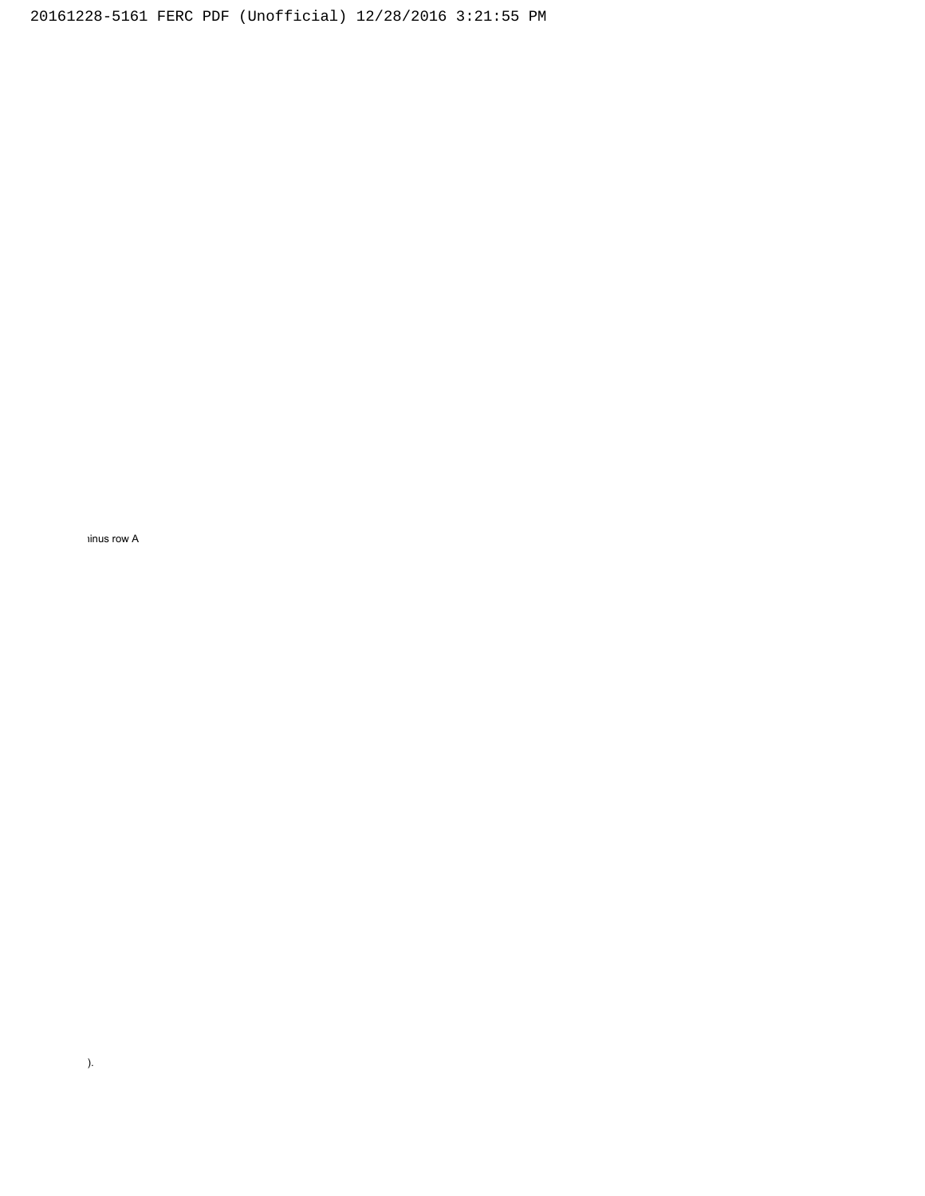ıinus row A

).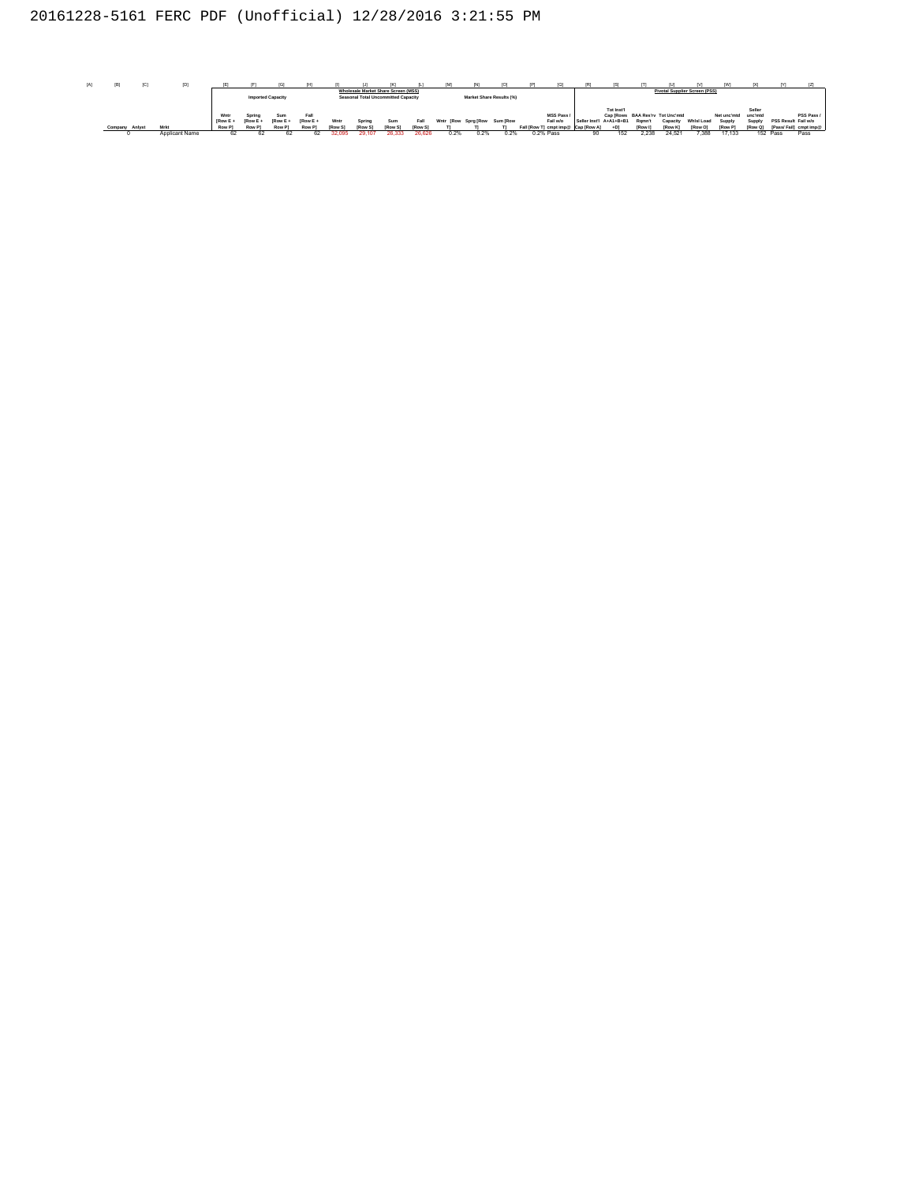| [A] | [B] | [C] | [D] | [E] | [F] | [G] | [H] | [I] | [J] | [K] | [L] | [M] | [N] | [O] | [P] | [Q] | [R] | [S] | [T] | [U] | [V] | [W] | [X] | [Y] | [Z] |
|---|---|---|---|---|---|---|---|---|---|---|---|---|---|---|---|---|---|---|---|---|---|---|---|---|---|
| | | | | Wholesale Market Share Screen (MSS) | | | | | | | | | | | | | Pivotal Supplier Screen (PSS) | | | | | | | | |
| | | | | Imported Capacity | | | | Seasonal Total Uncommitted Capacity | | | | Market Share Results (%) | | | | | | | | | | | | | |
| | Company | Anlyst | Mrkt | Wntr [Row E + Row P] | Spring [Row E + Row P] | Sum [Row E + Row P] | Fall [Row E + Row P] | Wntr [Row S] | Spring [Row S] | Sum [Row S] | Fall [Row S] | Wntr [Row T] | Sprg [Row T] | Sum [Row T] | Fall [Row T] | MSS Pass / Fail w/o cmpt imp@ | Seller Inst'l Cap [Row A] | Tot Inst'l Cap [Rows A+A1+B+B1+D] | BAA Res'rv Rqmn't [Row I] | Tot Unc'mtd Capacity [Row K] | Whlsl Load [Row O] | Net unc'mtd Supply [Row P] | Seller unc'mtd Supply [Row Q] | PSS Result [Pass/ Fail] | PSS Pass / Fail w/o cmpt imp@ |
| | 0 | | Applicant Name | 62 | 62 | 62 | 62 | 32,095 | 29,107 | 26,333 | 26,626 | 0.2% | 0.2% | 0.2% | 0.2% | Pass | 90 | 152 | 2,238 | 24,521 | 7,388 | 17,133 | 152 | Pass | Pass |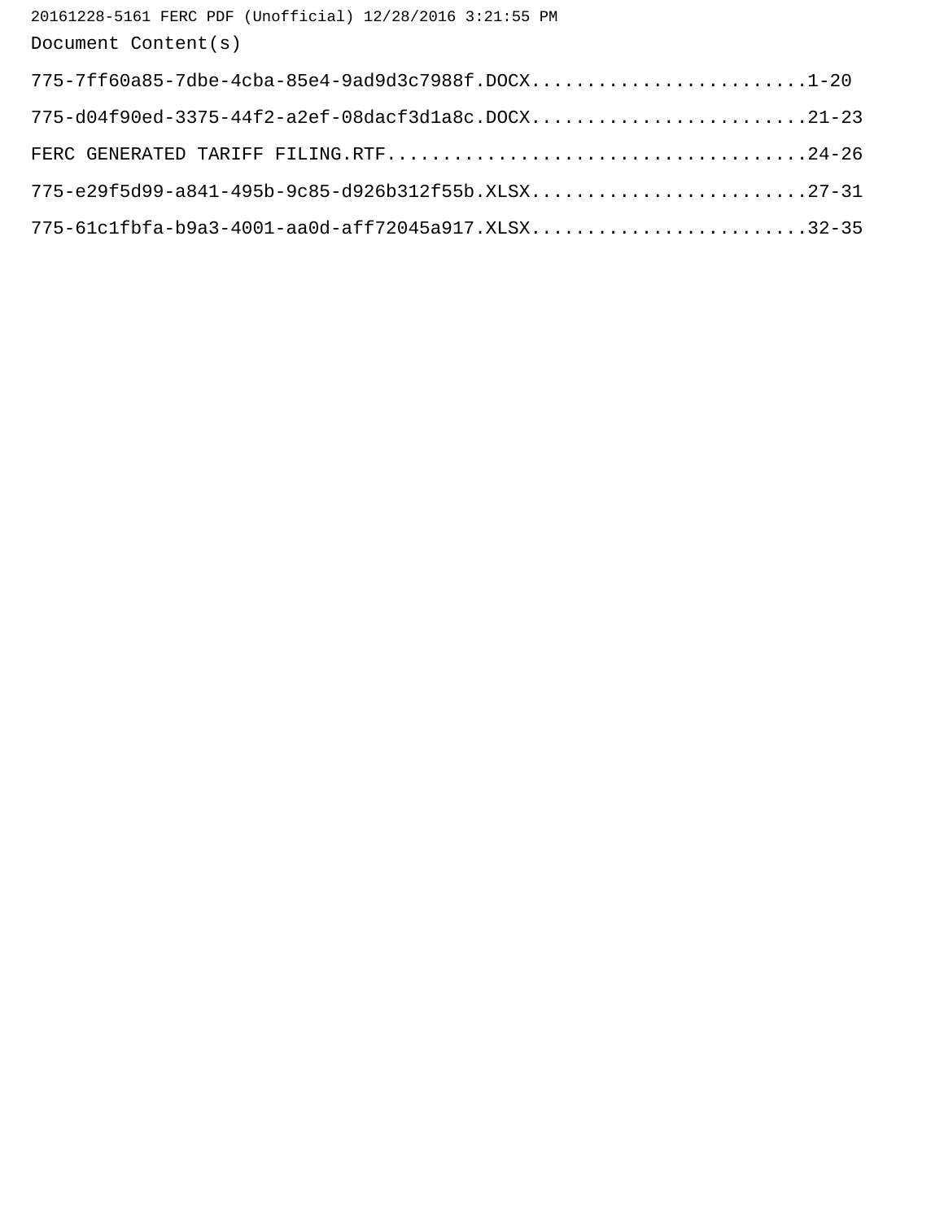Document Content(s)

775-7ff60a85-7dbe-4cba-85e4-9ad9d3c7988f.DOCX.........................1-20

775-d04f90ed-3375-44f2-a2ef-08dacf3d1a8c.DOCX.........................21-23

FERC GENERATED TARIFF FILING.RTF......................................24-26

775-e29f5d99-a841-495b-9c85-d926b312f55b.XLSX.........................27-31

775-61c1fbfa-b9a3-4001-aa0d-aff72045a917.XLSX.........................32-35